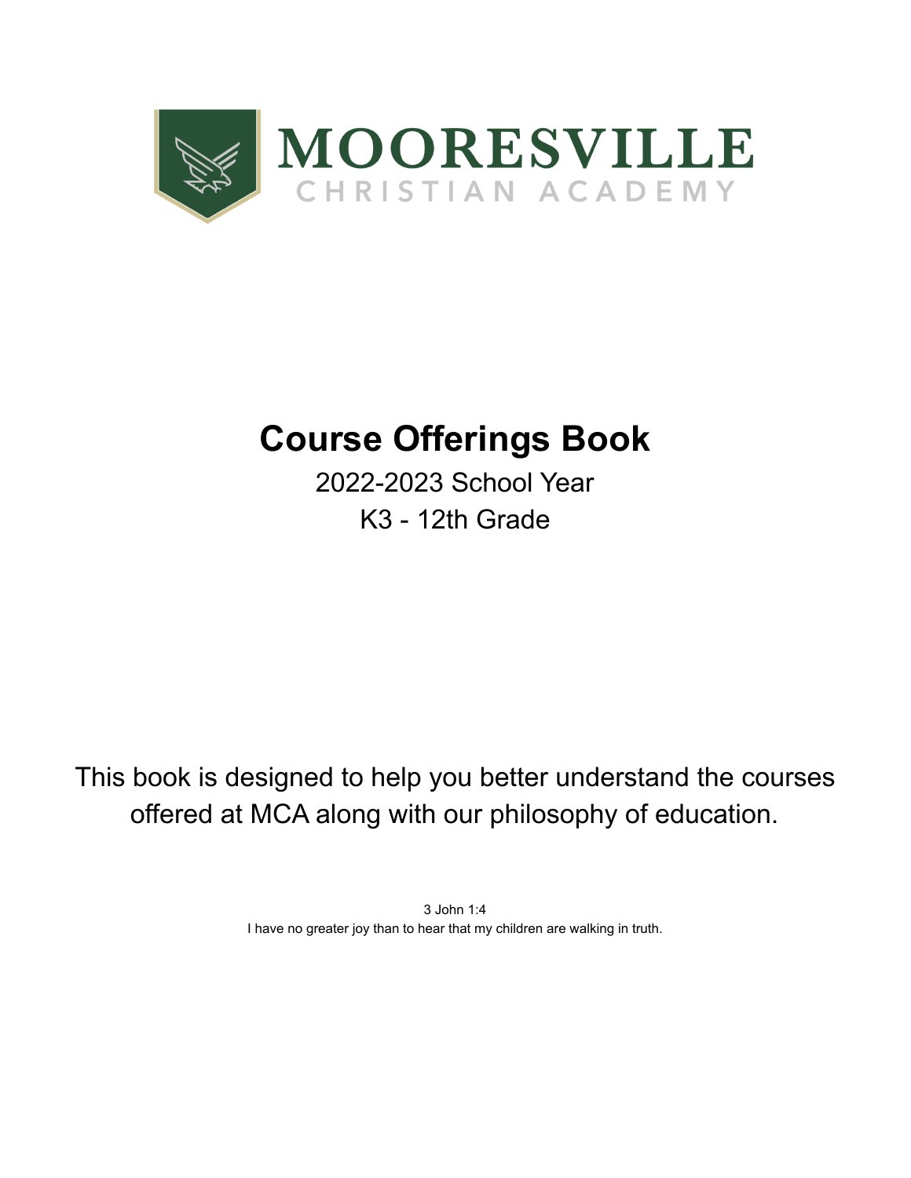MOORESVILLE

CHRISTIAN ACADEMY

# Course Offerings Book

2022-2023 School Year

K3 - 12th Grade

This book is designed to help you better understand the courses offered at MCA along with our philosophy of education.

3 John 1:4

I have no greater joy than to hear that my children are walking in truth.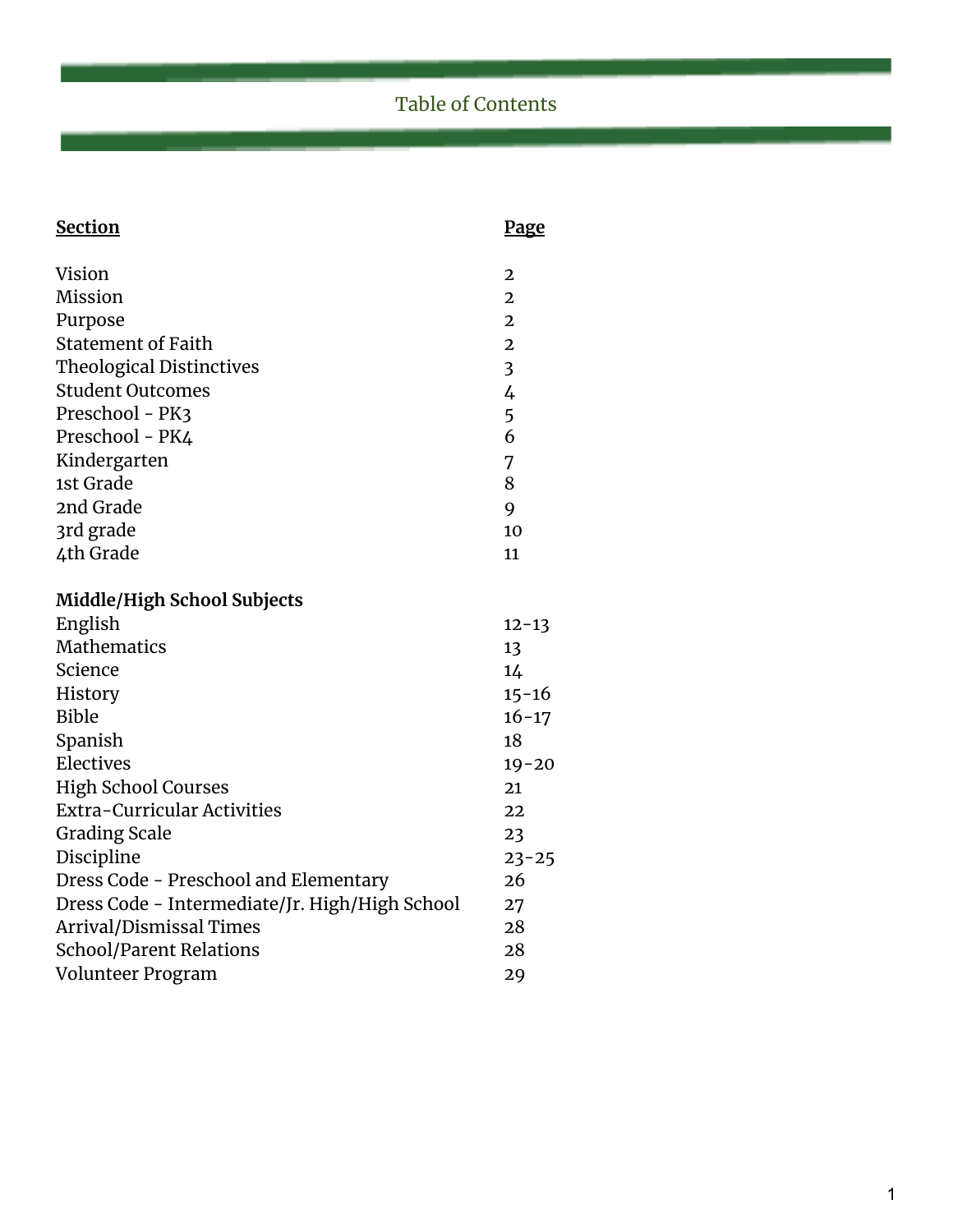# Table of Contents

| Section | Page |
| --- | --- |
| Vision | 2 |
| Mission | 2 |
| Purpose | 2 |
| Statement of Faith | 2 |
| Theological Distinctives | 3 |
| Student Outcomes | 4 |
| Preschool - PK3 | 5 |
| Preschool - PK4 | 6 |
| Kindergarten | 7 |
| 1st Grade | 8 |
| 2nd Grade | 9 |
| 3rd grade | 10 |
| 4th Grade | 11 |
| **Middle/High School Subjects** | |
| English | 12-13 |
| Mathematics | 13 |
| Science | 14 |
| History | 15-16 |
| Bible | 16-17 |
| Spanish | 18 |
| Electives | 19-20 |
| High School Courses | 21 |
| Extra-Curricular Activities | 22 |
| Grading Scale | 23 |
| Discipline | 23-25 |
| Dress Code - Preschool and Elementary | 26 |
| Dress Code - Intermediate/Jr. High/High School | 27 |
| Arrival/Dismissal Times | 28 |
| School/Parent Relations | 28 |
| Volunteer Program | 29 |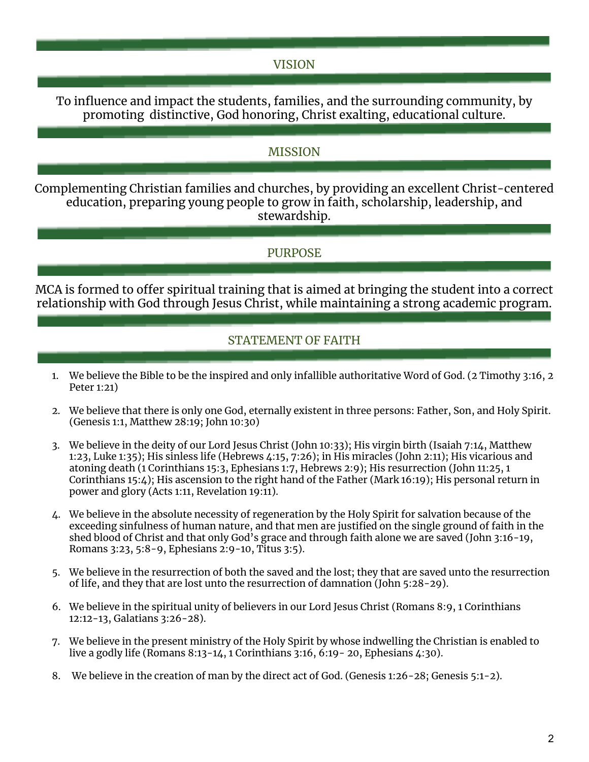## VISION

To influence and impact the students, families, and the surrounding community, by promoting distinctive, God honoring, Christ exalting, educational culture.

## MISSION

Complementing Christian families and churches, by providing an excellent Christ-centered education, preparing young people to grow in faith, scholarship, leadership, and stewardship.

## PURPOSE

MCA is formed to offer spiritual training that is aimed at bringing the student into a correct relationship with God through Jesus Christ, while maintaining a strong academic program.

## STATEMENT OF FAITH

1. We believe the Bible to be the inspired and only infallible authoritative Word of God. (2 Timothy 3:16, 2 Peter 1:21)

2. We believe that there is only one God, eternally existent in three persons: Father, Son, and Holy Spirit. (Genesis 1:1, Matthew 28:19; John 10:30)

3. We believe in the deity of our Lord Jesus Christ (John 10:33); His virgin birth (Isaiah 7:14, Matthew 1:23, Luke 1:35); His sinless life (Hebrews 4:15, 7:26); in His miracles (John 2:11); His vicarious and atoning death (1 Corinthians 15:3, Ephesians 1:7, Hebrews 2:9); His resurrection (John 11:25, 1 Corinthians 15:4); His ascension to the right hand of the Father (Mark 16:19); His personal return in power and glory (Acts 1:11, Revelation 19:11).

4. We believe in the absolute necessity of regeneration by the Holy Spirit for salvation because of the exceeding sinfulness of human nature, and that men are justified on the single ground of faith in the shed blood of Christ and that only God's grace and through faith alone we are saved (John 3:16-19, Romans 3:23, 5:8-9, Ephesians 2:9-10, Titus 3:5).

5. We believe in the resurrection of both the saved and the lost; they that are saved unto the resurrection of life, and they that are lost unto the resurrection of damnation (John 5:28-29).

6. We believe in the spiritual unity of believers in our Lord Jesus Christ (Romans 8:9, 1 Corinthians 12:12-13, Galatians 3:26-28).

7. We believe in the present ministry of the Holy Spirit by whose indwelling the Christian is enabled to live a godly life (Romans 8:13-14, 1 Corinthians 3:16, 6:19- 20, Ephesians 4:30).

8. We believe in the creation of man by the direct act of God. (Genesis 1:26-28; Genesis 5:1-2).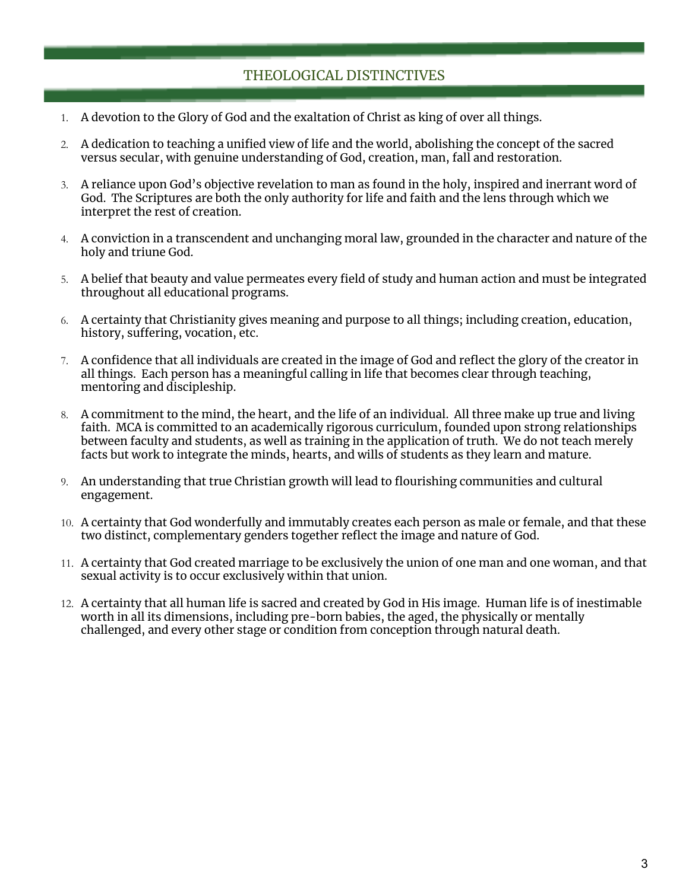## THEOLOGICAL DISTINCTIVES

1. A devotion to the Glory of God and the exaltation of Christ as king of over all things.
2. A dedication to teaching a unified view of life and the world, abolishing the concept of the sacred versus secular, with genuine understanding of God, creation, man, fall and restoration.
3. A reliance upon God's objective revelation to man as found in the holy, inspired and inerrant word of God. The Scriptures are both the only authority for life and faith and the lens through which we interpret the rest of creation.
4. A conviction in a transcendent and unchanging moral law, grounded in the character and nature of the holy and triune God.
5. A belief that beauty and value permeates every field of study and human action and must be integrated throughout all educational programs.
6. A certainty that Christianity gives meaning and purpose to all things; including creation, education, history, suffering, vocation, etc.
7. A confidence that all individuals are created in the image of God and reflect the glory of the creator in all things. Each person has a meaningful calling in life that becomes clear through teaching, mentoring and discipleship.
8. A commitment to the mind, the heart, and the life of an individual. All three make up true and living faith. MCA is committed to an academically rigorous curriculum, founded upon strong relationships between faculty and students, as well as training in the application of truth. We do not teach merely facts but work to integrate the minds, hearts, and wills of students as they learn and mature.
9. An understanding that true Christian growth will lead to flourishing communities and cultural engagement.
10. A certainty that God wonderfully and immutably creates each person as male or female, and that these two distinct, complementary genders together reflect the image and nature of God.
11. A certainty that God created marriage to be exclusively the union of one man and one woman, and that sexual activity is to occur exclusively within that union.
12. A certainty that all human life is sacred and created by God in His image. Human life is of inestimable worth in all its dimensions, including pre-born babies, the aged, the physically or mentally challenged, and every other stage or condition from conception through natural death.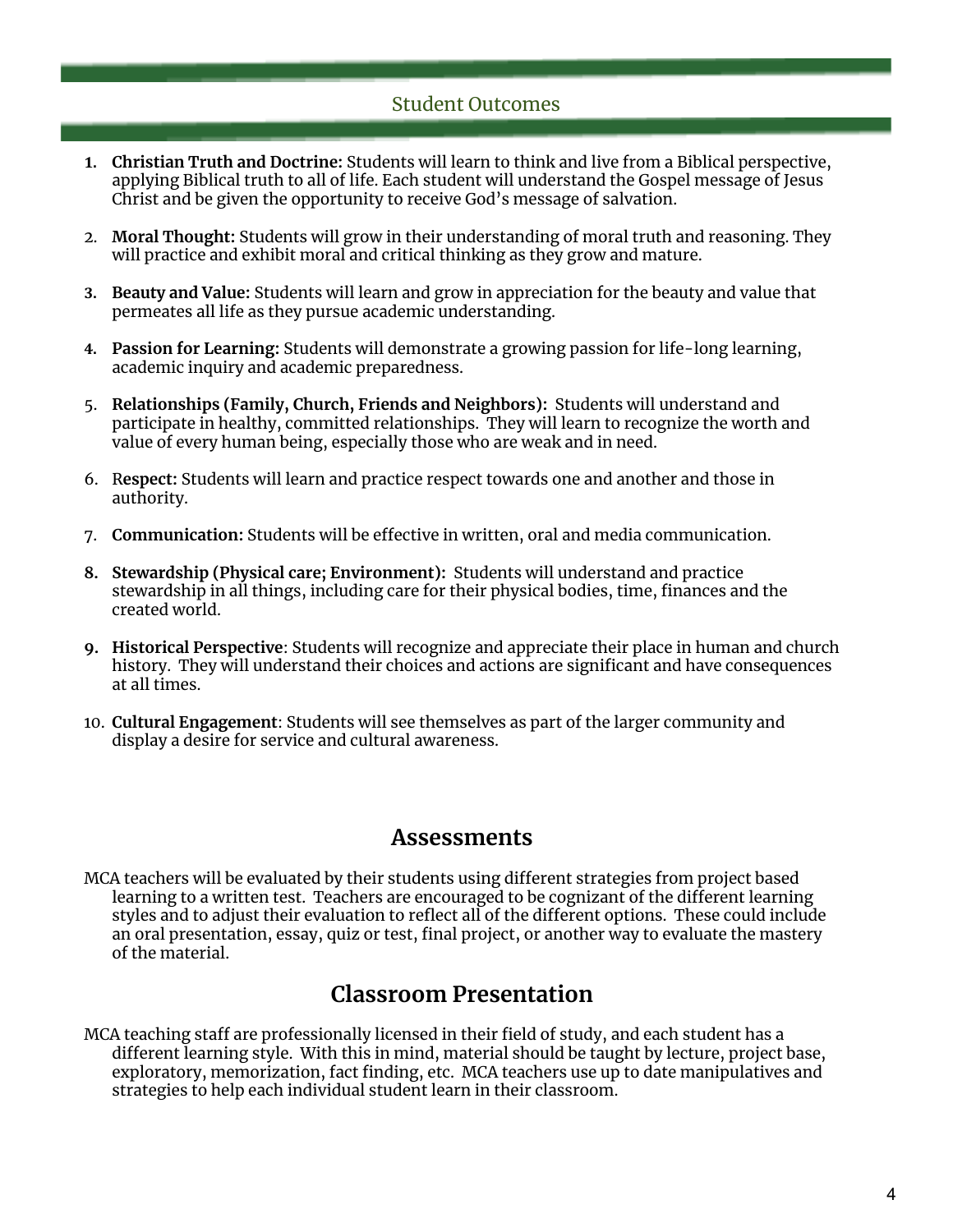## Student Outcomes

1. **Christian Truth and Doctrine:** Students will learn to think and live from a Biblical perspective, applying Biblical truth to all of life. Each student will understand the Gospel message of Jesus Christ and be given the opportunity to receive God's message of salvation.

2. **Moral Thought:** Students will grow in their understanding of moral truth and reasoning. They will practice and exhibit moral and critical thinking as they grow and mature.

3. **Beauty and Value:** Students will learn and grow in appreciation for the beauty and value that permeates all life as they pursue academic understanding.

4. **Passion for Learning:** Students will demonstrate a growing passion for life-long learning, academic inquiry and academic preparedness.

5. **Relationships (Family, Church, Friends and Neighbors):** Students will understand and participate in healthy, committed relationships. They will learn to recognize the worth and value of every human being, especially those who are weak and in need.

6. R**espect:** Students will learn and practice respect towards one and another and those in authority.

7. **Communication:** Students will be effective in written, oral and media communication.

8. **Stewardship (Physical care; Environment):** Students will understand and practice stewardship in all things, including care for their physical bodies, time, finances and the created world.

9. **Historical Perspective**: Students will recognize and appreciate their place in human and church history. They will understand their choices and actions are significant and have consequences at all times.

10. **Cultural Engagement**: Students will see themselves as part of the larger community and display a desire for service and cultural awareness.

## Assessments

MCA teachers will be evaluated by their students using different strategies from project based learning to a written test. Teachers are encouraged to be cognizant of the different learning styles and to adjust their evaluation to reflect all of the different options. These could include an oral presentation, essay, quiz or test, final project, or another way to evaluate the mastery of the material.

## Classroom Presentation

MCA teaching staff are professionally licensed in their field of study, and each student has a different learning style. With this in mind, material should be taught by lecture, project base, exploratory, memorization, fact finding, etc. MCA teachers use up to date manipulatives and strategies to help each individual student learn in their classroom.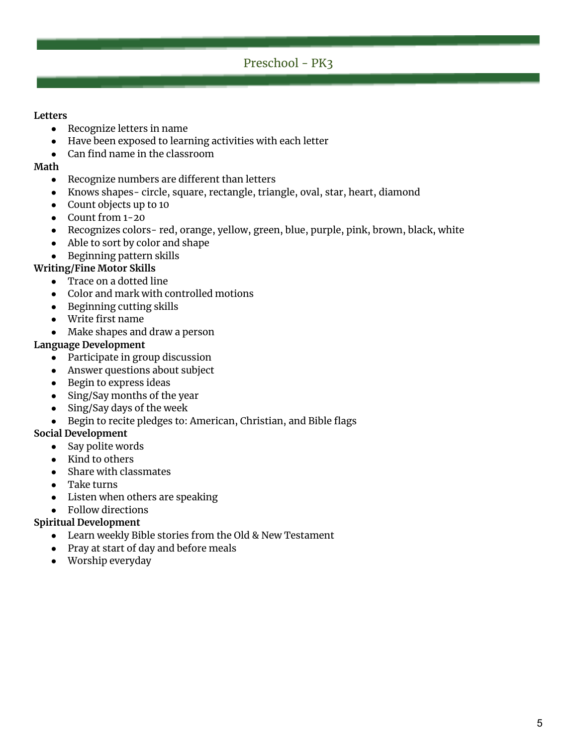## Preschool - PK3

**Letters**

- Recognize letters in name
- Have been exposed to learning activities with each letter
- Can find name in the classroom

**Math**

- Recognize numbers are different than letters
- Knows shapes- circle, square, rectangle, triangle, oval, star, heart, diamond
- Count objects up to 10
- Count from 1-20
- Recognizes colors- red, orange, yellow, green, blue, purple, pink, brown, black, white
- Able to sort by color and shape
- Beginning pattern skills

**Writing/Fine Motor Skills**

- Trace on a dotted line
- Color and mark with controlled motions
- Beginning cutting skills
- Write first name
- Make shapes and draw a person

**Language Development**

- Participate in group discussion
- Answer questions about subject
- Begin to express ideas
- Sing/Say months of the year
- Sing/Say days of the week
- Begin to recite pledges to: American, Christian, and Bible flags

**Social Development**

- Say polite words
- Kind to others
- Share with classmates
- Take turns
- Listen when others are speaking
- Follow directions

**Spiritual Development**

- Learn weekly Bible stories from the Old & New Testament
- Pray at start of day and before meals
- Worship everyday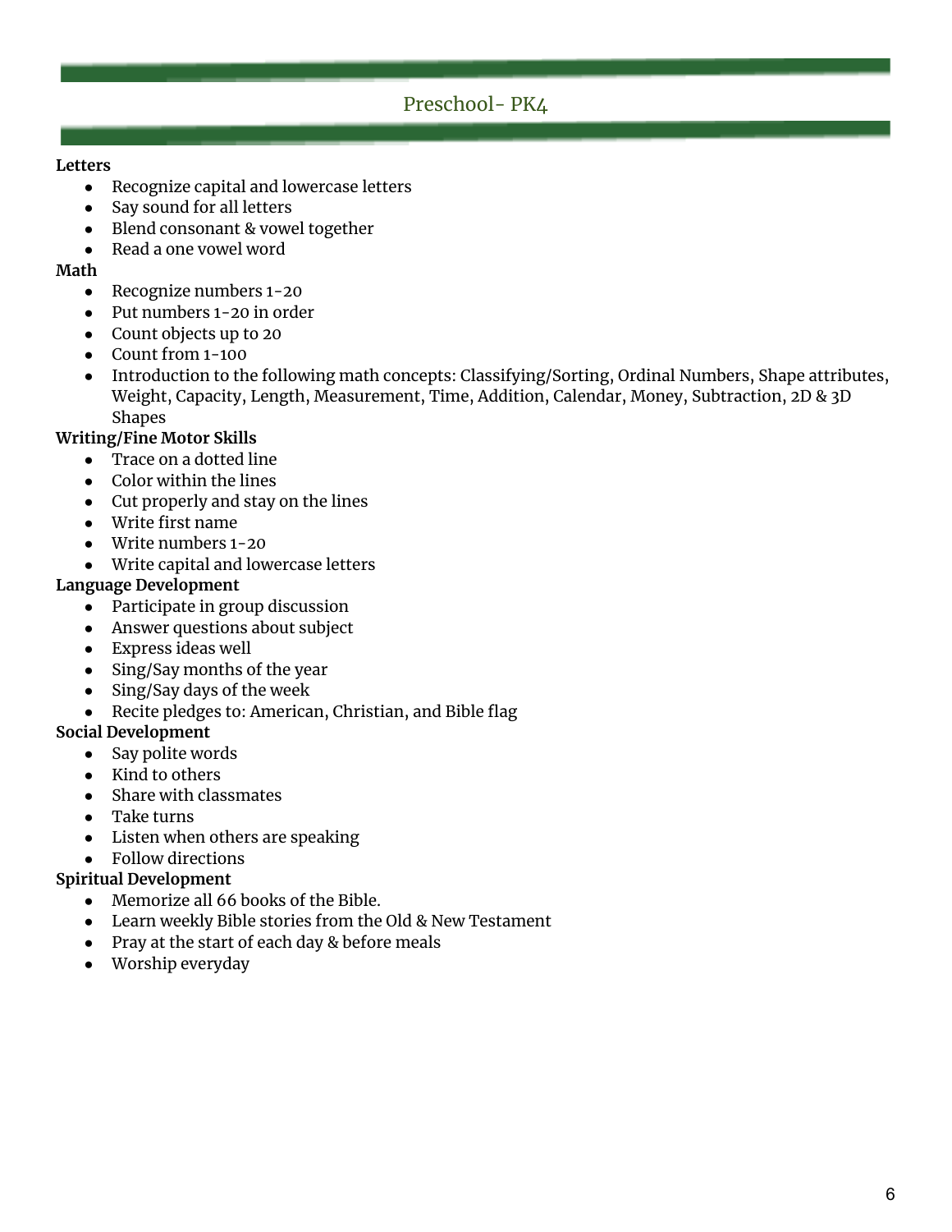## Preschool- PK4

**Letters**

- Recognize capital and lowercase letters
- Say sound for all letters
- Blend consonant & vowel together
- Read a one vowel word

**Math**

- Recognize numbers 1-20
- Put numbers 1-20 in order
- Count objects up to 20
- Count from 1-100
- Introduction to the following math concepts: Classifying/Sorting, Ordinal Numbers, Shape attributes, Weight, Capacity, Length, Measurement, Time, Addition, Calendar, Money, Subtraction, 2D & 3D Shapes

**Writing/Fine Motor Skills**

- Trace on a dotted line
- Color within the lines
- Cut properly and stay on the lines
- Write first name
- Write numbers 1-20
- Write capital and lowercase letters

**Language Development**

- Participate in group discussion
- Answer questions about subject
- Express ideas well
- Sing/Say months of the year
- Sing/Say days of the week
- Recite pledges to: American, Christian, and Bible flag

**Social Development**

- Say polite words
- Kind to others
- Share with classmates
- Take turns
- Listen when others are speaking
- Follow directions

**Spiritual Development**

- Memorize all 66 books of the Bible.
- Learn weekly Bible stories from the Old & New Testament
- Pray at the start of each day & before meals
- Worship everyday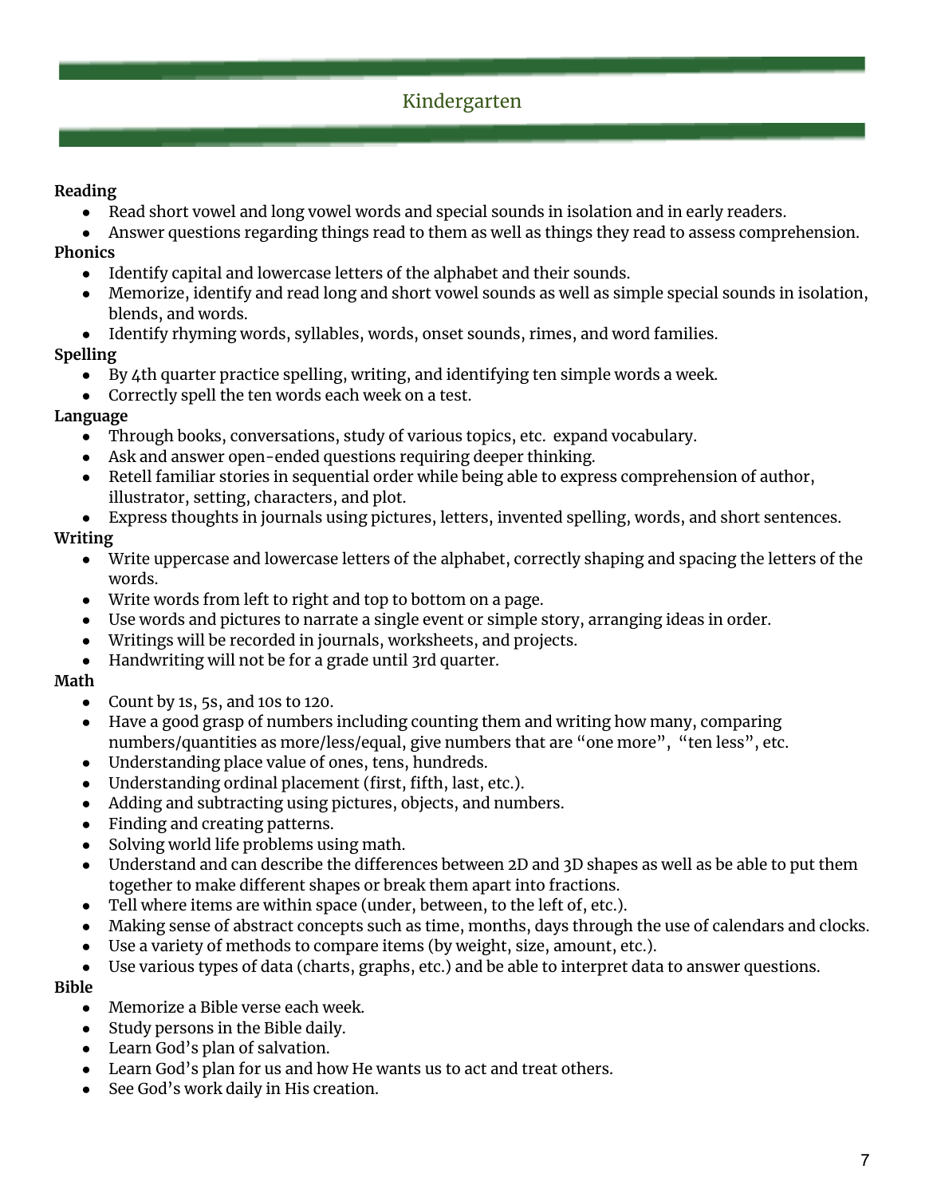# Kindergarten

**Reading**

- Read short vowel and long vowel words and special sounds in isolation and in early readers.
- Answer questions regarding things read to them as well as things they read to assess comprehension.

**Phonics**

- Identify capital and lowercase letters of the alphabet and their sounds.
- Memorize, identify and read long and short vowel sounds as well as simple special sounds in isolation, blends, and words.
- Identify rhyming words, syllables, words, onset sounds, rimes, and word families.

**Spelling**

- By 4th quarter practice spelling, writing, and identifying ten simple words a week.
- Correctly spell the ten words each week on a test.

**Language**

- Through books, conversations, study of various topics, etc. expand vocabulary.
- Ask and answer open-ended questions requiring deeper thinking.
- Retell familiar stories in sequential order while being able to express comprehension of author, illustrator, setting, characters, and plot.
- Express thoughts in journals using pictures, letters, invented spelling, words, and short sentences.

**Writing**

- Write uppercase and lowercase letters of the alphabet, correctly shaping and spacing the letters of the words.
- Write words from left to right and top to bottom on a page.
- Use words and pictures to narrate a single event or simple story, arranging ideas in order.
- Writings will be recorded in journals, worksheets, and projects.
- Handwriting will not be for a grade until 3rd quarter.

**Math**

- Count by 1s, 5s, and 10s to 120.
- Have a good grasp of numbers including counting them and writing how many, comparing numbers/quantities as more/less/equal, give numbers that are "one more", "ten less", etc.
- Understanding place value of ones, tens, hundreds.
- Understanding ordinal placement (first, fifth, last, etc.).
- Adding and subtracting using pictures, objects, and numbers.
- Finding and creating patterns.
- Solving world life problems using math.
- Understand and can describe the differences between 2D and 3D shapes as well as be able to put them together to make different shapes or break them apart into fractions.
- Tell where items are within space (under, between, to the left of, etc.).
- Making sense of abstract concepts such as time, months, days through the use of calendars and clocks.
- Use a variety of methods to compare items (by weight, size, amount, etc.).
- Use various types of data (charts, graphs, etc.) and be able to interpret data to answer questions.

**Bible**

- Memorize a Bible verse each week.
- Study persons in the Bible daily.
- Learn God's plan of salvation.
- Learn God's plan for us and how He wants us to act and treat others.
- See God's work daily in His creation.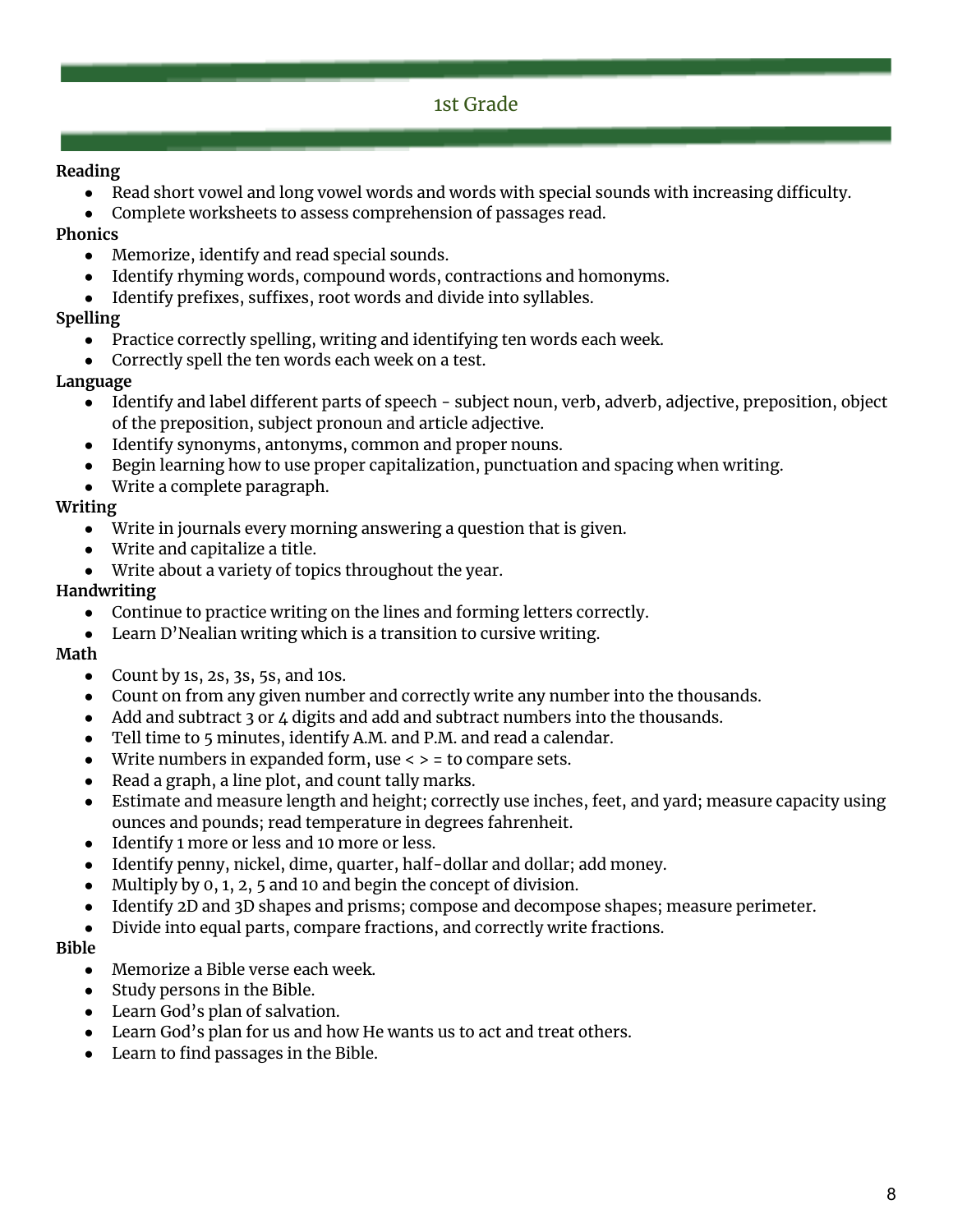## 1st Grade

**Reading**

- Read short vowel and long vowel words and words with special sounds with increasing difficulty.
- Complete worksheets to assess comprehension of passages read.

**Phonics**

- Memorize, identify and read special sounds.
- Identify rhyming words, compound words, contractions and homonyms.
- Identify prefixes, suffixes, root words and divide into syllables.

**Spelling**

- Practice correctly spelling, writing and identifying ten words each week.
- Correctly spell the ten words each week on a test.

**Language**

- Identify and label different parts of speech - subject noun, verb, adverb, adjective, preposition, object of the preposition, subject pronoun and article adjective.
- Identify synonyms, antonyms, common and proper nouns.
- Begin learning how to use proper capitalization, punctuation and spacing when writing.
- Write a complete paragraph.

**Writing**

- Write in journals every morning answering a question that is given.
- Write and capitalize a title.
- Write about a variety of topics throughout the year.

**Handwriting**

- Continue to practice writing on the lines and forming letters correctly.
- Learn D'Nealian writing which is a transition to cursive writing.

**Math**

- Count by 1s, 2s, 3s, 5s, and 10s.
- Count on from any given number and correctly write any number into the thousands.
- Add and subtract 3 or 4 digits and add and subtract numbers into the thousands.
- Tell time to 5 minutes, identify A.M. and P.M. and read a calendar.
- Write numbers in expanded form, use < > = to compare sets.
- Read a graph, a line plot, and count tally marks.
- Estimate and measure length and height; correctly use inches, feet, and yard; measure capacity using ounces and pounds; read temperature in degrees fahrenheit.
- Identify 1 more or less and 10 more or less.
- Identify penny, nickel, dime, quarter, half-dollar and dollar; add money.
- Multiply by 0, 1, 2, 5 and 10 and begin the concept of division.
- Identify 2D and 3D shapes and prisms; compose and decompose shapes; measure perimeter.
- Divide into equal parts, compare fractions, and correctly write fractions.

**Bible**

- Memorize a Bible verse each week.
- Study persons in the Bible.
- Learn God's plan of salvation.
- Learn God's plan for us and how He wants us to act and treat others.
- Learn to find passages in the Bible.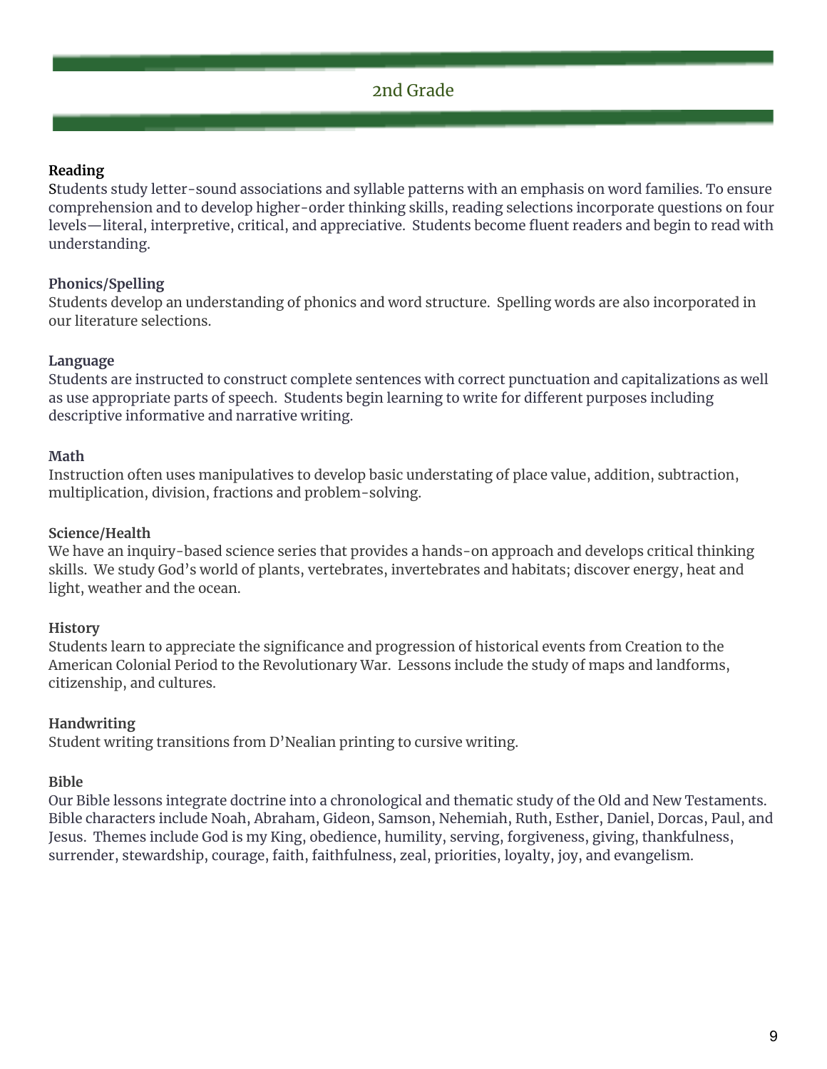## 2nd Grade

**Reading**
Students study letter-sound associations and syllable patterns with an emphasis on word families. To ensure comprehension and to develop higher-order thinking skills, reading selections incorporate questions on four levels—literal, interpretive, critical, and appreciative. Students become fluent readers and begin to read with understanding.

**Phonics/Spelling**
Students develop an understanding of phonics and word structure. Spelling words are also incorporated in our literature selections.

**Language**
Students are instructed to construct complete sentences with correct punctuation and capitalizations as well as use appropriate parts of speech. Students begin learning to write for different purposes including descriptive informative and narrative writing.

**Math**
Instruction often uses manipulatives to develop basic understating of place value, addition, subtraction, multiplication, division, fractions and problem-solving.

**Science/Health**
We have an inquiry-based science series that provides a hands-on approach and develops critical thinking skills. We study God's world of plants, vertebrates, invertebrates and habitats; discover energy, heat and light, weather and the ocean.

**History**
Students learn to appreciate the significance and progression of historical events from Creation to the American Colonial Period to the Revolutionary War. Lessons include the study of maps and landforms, citizenship, and cultures.

**Handwriting**
Student writing transitions from D'Nealian printing to cursive writing.

**Bible**
Our Bible lessons integrate doctrine into a chronological and thematic study of the Old and New Testaments. Bible characters include Noah, Abraham, Gideon, Samson, Nehemiah, Ruth, Esther, Daniel, Dorcas, Paul, and Jesus. Themes include God is my King, obedience, humility, serving, forgiveness, giving, thankfulness, surrender, stewardship, courage, faith, faithfulness, zeal, priorities, loyalty, joy, and evangelism.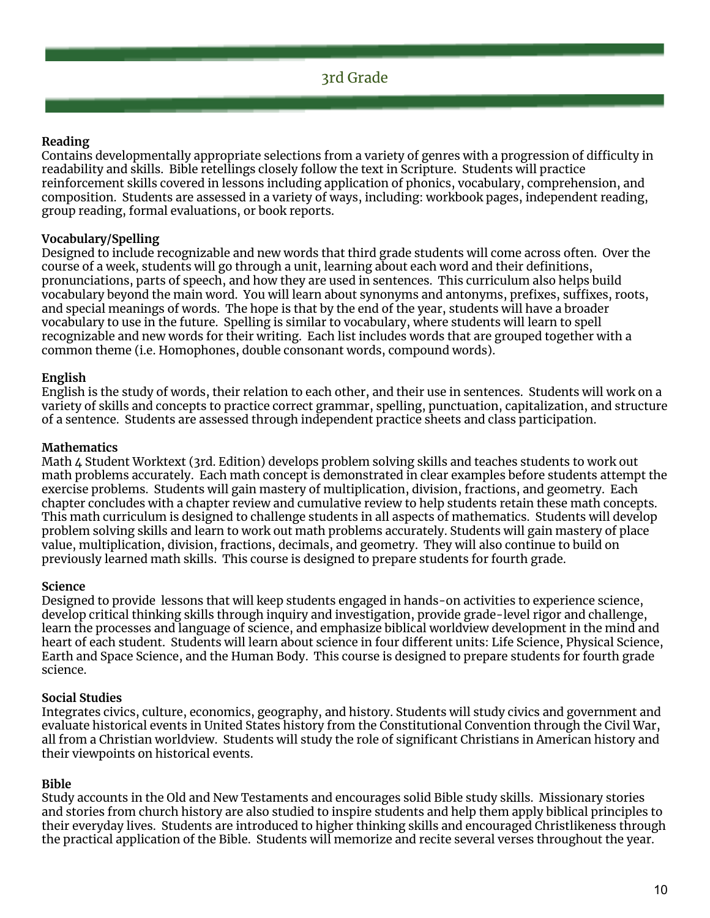# 3rd Grade

**Reading**
Contains developmentally appropriate selections from a variety of genres with a progression of difficulty in readability and skills. Bible retellings closely follow the text in Scripture. Students will practice reinforcement skills covered in lessons including application of phonics, vocabulary, comprehension, and composition. Students are assessed in a variety of ways, including: workbook pages, independent reading, group reading, formal evaluations, or book reports.

**Vocabulary/Spelling**
Designed to include recognizable and new words that third grade students will come across often. Over the course of a week, students will go through a unit, learning about each word and their definitions, pronunciations, parts of speech, and how they are used in sentences. This curriculum also helps build vocabulary beyond the main word. You will learn about synonyms and antonyms, prefixes, suffixes, roots, and special meanings of words. The hope is that by the end of the year, students will have a broader vocabulary to use in the future. Spelling is similar to vocabulary, where students will learn to spell recognizable and new words for their writing. Each list includes words that are grouped together with a common theme (i.e. Homophones, double consonant words, compound words).

**English**
English is the study of words, their relation to each other, and their use in sentences. Students will work on a variety of skills and concepts to practice correct grammar, spelling, punctuation, capitalization, and structure of a sentence. Students are assessed through independent practice sheets and class participation.

**Mathematics**
Math 4 Student Worktext (3rd. Edition) develops problem solving skills and teaches students to work out math problems accurately. Each math concept is demonstrated in clear examples before students attempt the exercise problems. Students will gain mastery of multiplication, division, fractions, and geometry. Each chapter concludes with a chapter review and cumulative review to help students retain these math concepts. This math curriculum is designed to challenge students in all aspects of mathematics. Students will develop problem solving skills and learn to work out math problems accurately. Students will gain mastery of place value, multiplication, division, fractions, decimals, and geometry. They will also continue to build on previously learned math skills. This course is designed to prepare students for fourth grade.

**Science**
Designed to provide lessons that will keep students engaged in hands-on activities to experience science, develop critical thinking skills through inquiry and investigation, provide grade-level rigor and challenge, learn the processes and language of science, and emphasize biblical worldview development in the mind and heart of each student. Students will learn about science in four different units: Life Science, Physical Science, Earth and Space Science, and the Human Body. This course is designed to prepare students for fourth grade science.

**Social Studies**
Integrates civics, culture, economics, geography, and history. Students will study civics and government and evaluate historical events in United States history from the Constitutional Convention through the Civil War, all from a Christian worldview. Students will study the role of significant Christians in American history and their viewpoints on historical events.

**Bible**
Study accounts in the Old and New Testaments and encourages solid Bible study skills. Missionary stories and stories from church history are also studied to inspire students and help them apply biblical principles to their everyday lives. Students are introduced to higher thinking skills and encouraged Christlikeness through the practical application of the Bible. Students will memorize and recite several verses throughout the year.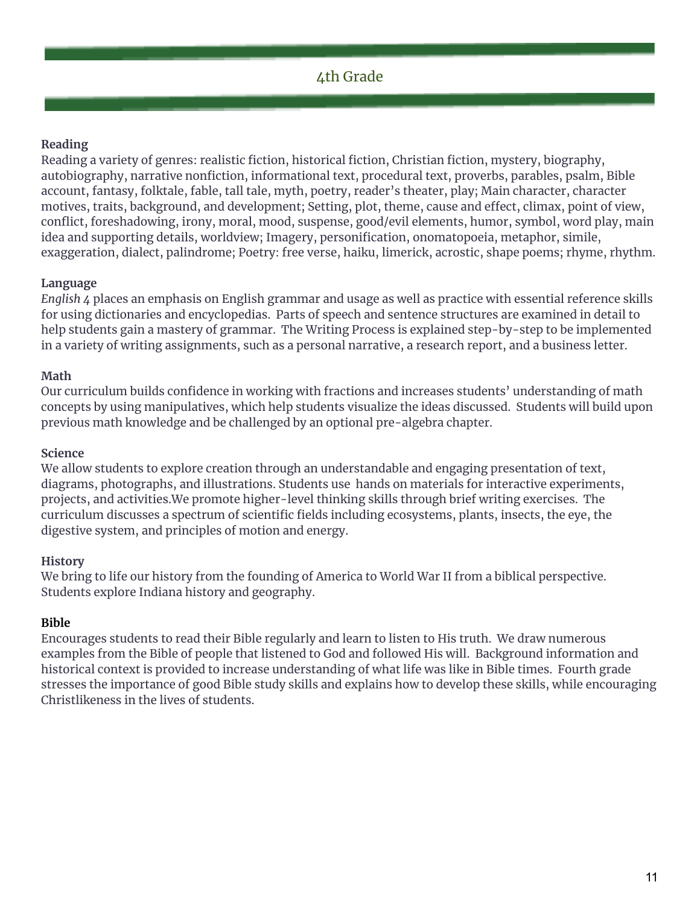# 4th Grade

**Reading**
Reading a variety of genres: realistic fiction, historical fiction, Christian fiction, mystery, biography, autobiography, narrative nonfiction, informational text, procedural text, proverbs, parables, psalm, Bible account, fantasy, folktale, fable, tall tale, myth, poetry, reader's theater, play; Main character, character motives, traits, background, and development; Setting, plot, theme, cause and effect, climax, point of view, conflict, foreshadowing, irony, moral, mood, suspense, good/evil elements, humor, symbol, word play, main idea and supporting details, worldview; Imagery, personification, onomatopoeia, metaphor, simile, exaggeration, dialect, palindrome; Poetry: free verse, haiku, limerick, acrostic, shape poems; rhyme, rhythm.

**Language**
*English 4* places an emphasis on English grammar and usage as well as practice with essential reference skills for using dictionaries and encyclopedias. Parts of speech and sentence structures are examined in detail to help students gain a mastery of grammar. The Writing Process is explained step-by-step to be implemented in a variety of writing assignments, such as a personal narrative, a research report, and a business letter.

**Math**
Our curriculum builds confidence in working with fractions and increases students' understanding of math concepts by using manipulatives, which help students visualize the ideas discussed. Students will build upon previous math knowledge and be challenged by an optional pre-algebra chapter.

**Science**
We allow students to explore creation through an understandable and engaging presentation of text, diagrams, photographs, and illustrations. Students use hands on materials for interactive experiments, projects, and activities.We promote higher-level thinking skills through brief writing exercises. The curriculum discusses a spectrum of scientific fields including ecosystems, plants, insects, the eye, the digestive system, and principles of motion and energy.

**History**
We bring to life our history from the founding of America to World War II from a biblical perspective. Students explore Indiana history and geography.

**Bible**
Encourages students to read their Bible regularly and learn to listen to His truth. We draw numerous examples from the Bible of people that listened to God and followed His will. Background information and historical context is provided to increase understanding of what life was like in Bible times. Fourth grade stresses the importance of good Bible study skills and explains how to develop these skills, while encouraging Christlikeness in the lives of students.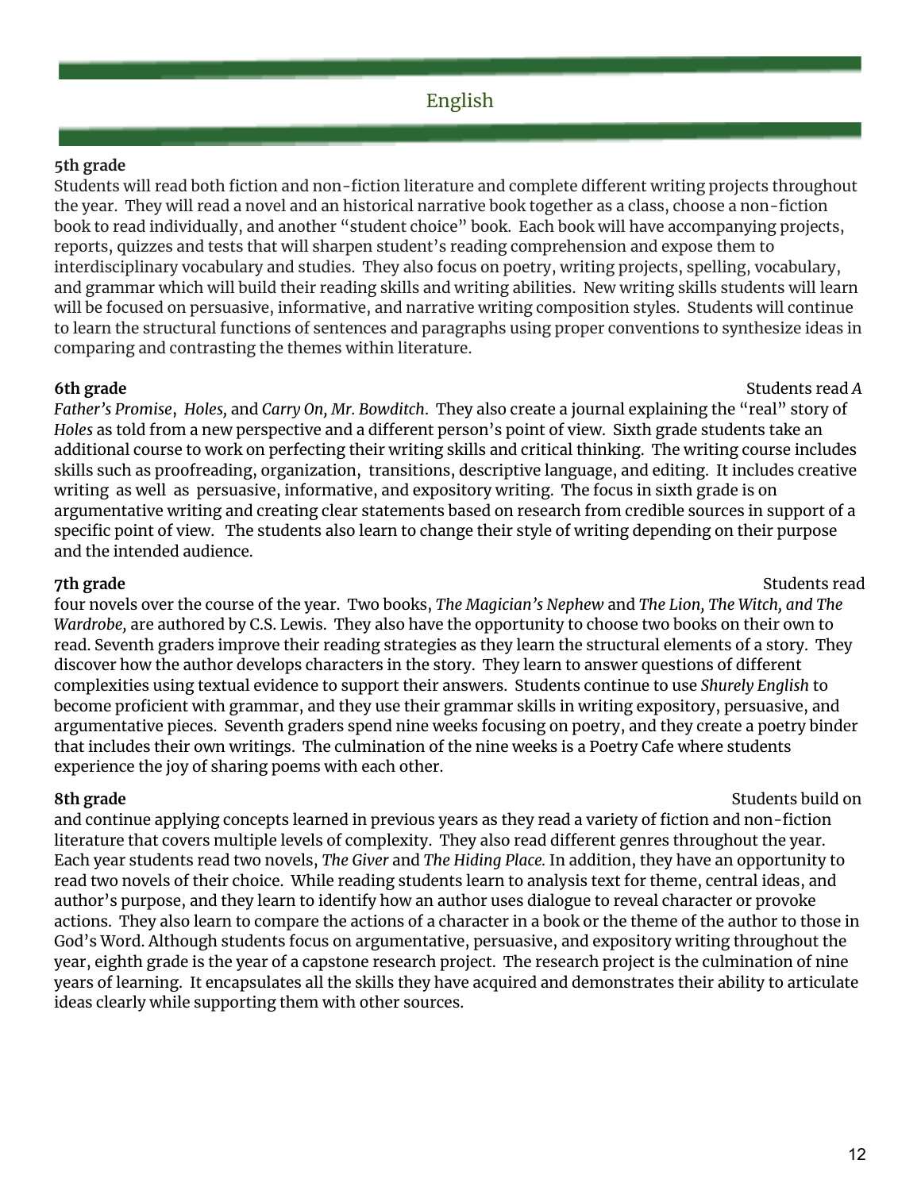# English

**5th grade**

Students will read both fiction and non-fiction literature and complete different writing projects throughout the year. They will read a novel and an historical narrative book together as a class, choose a non-fiction book to read individually, and another "student choice" book. Each book will have accompanying projects, reports, quizzes and tests that will sharpen student's reading comprehension and expose them to interdisciplinary vocabulary and studies. They also focus on poetry, writing projects, spelling, vocabulary, and grammar which will build their reading skills and writing abilities. New writing skills students will learn will be focused on persuasive, informative, and narrative writing composition styles. Students will continue to learn the structural functions of sentences and paragraphs using proper conventions to synthesize ideas in comparing and contrasting the themes within literature.

**6th grade**

Students read *A Father's Promise*, *Holes,* and *Carry On, Mr. Bowditch*. They also create a journal explaining the "real" story of *Holes* as told from a new perspective and a different person's point of view. Sixth grade students take an additional course to work on perfecting their writing skills and critical thinking. The writing course includes skills such as proofreading, organization, transitions, descriptive language, and editing. It includes creative writing as well as persuasive, informative, and expository writing. The focus in sixth grade is on argumentative writing and creating clear statements based on research from credible sources in support of a specific point of view. The students also learn to change their style of writing depending on their purpose and the intended audience.

**7th grade**

Students read four novels over the course of the year. Two books, *The Magician's Nephew* and *The Lion, The Witch, and The Wardrobe,* are authored by C.S. Lewis. They also have the opportunity to choose two books on their own to read. Seventh graders improve their reading strategies as they learn the structural elements of a story. They discover how the author develops characters in the story. They learn to answer questions of different complexities using textual evidence to support their answers. Students continue to use *Shurely English* to become proficient with grammar, and they use their grammar skills in writing expository, persuasive, and argumentative pieces. Seventh graders spend nine weeks focusing on poetry, and they create a poetry binder that includes their own writings. The culmination of the nine weeks is a Poetry Cafe where students experience the joy of sharing poems with each other.

**8th grade**

Students build on and continue applying concepts learned in previous years as they read a variety of fiction and non-fiction literature that covers multiple levels of complexity. They also read different genres throughout the year. Each year students read two novels, *The Giver* and *The Hiding Place.* In addition, they have an opportunity to read two novels of their choice. While reading students learn to analysis text for theme, central ideas, and author's purpose, and they learn to identify how an author uses dialogue to reveal character or provoke actions. They also learn to compare the actions of a character in a book or the theme of the author to those in God's Word. Although students focus on argumentative, persuasive, and expository writing throughout the year, eighth grade is the year of a capstone research project. The research project is the culmination of nine years of learning. It encapsulates all the skills they have acquired and demonstrates their ability to articulate ideas clearly while supporting them with other sources.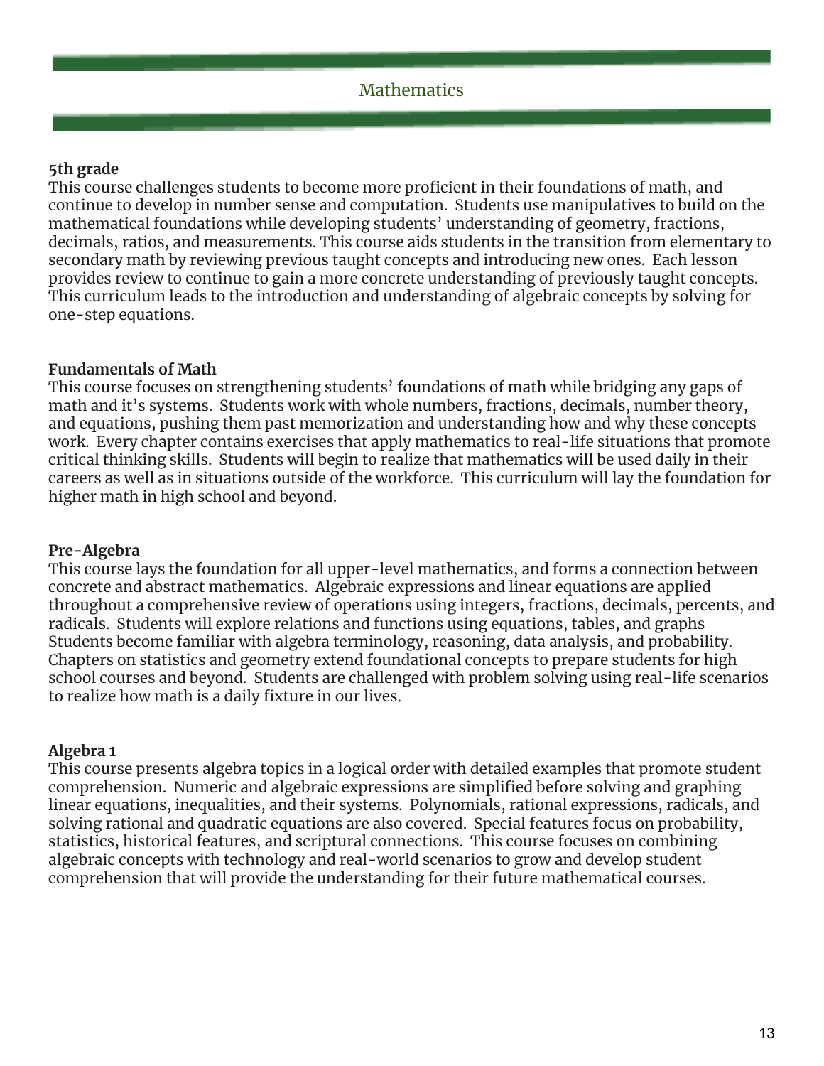# Mathematics

### 5th grade

This course challenges students to become more proficient in their foundations of math, and continue to develop in number sense and computation.  Students use manipulatives to build on the mathematical foundations while developing students' understanding of geometry, fractions, decimals, ratios, and measurements. This course aids students in the transition from elementary to secondary math by reviewing previous taught concepts and introducing new ones.  Each lesson provides review to continue to gain a more concrete understanding of previously taught concepts. This curriculum leads to the introduction and understanding of algebraic concepts by solving for one-step equations.

### Fundamentals of Math

This course focuses on strengthening students' foundations of math while bridging any gaps of math and it's systems.  Students work with whole numbers, fractions, decimals, number theory, and equations, pushing them past memorization and understanding how and why these concepts work.  Every chapter contains exercises that apply mathematics to real-life situations that promote critical thinking skills.  Students will begin to realize that mathematics will be used daily in their careers as well as in situations outside of the workforce.  This curriculum will lay the foundation for higher math in high school and beyond.

### Pre-Algebra

This course lays the foundation for all upper-level mathematics, and forms a connection between concrete and abstract mathematics.  Algebraic expressions and linear equations are applied throughout a comprehensive review of operations using integers, fractions, decimals, percents, and radicals.  Students will explore relations and functions using equations, tables, and graphs Students become familiar with algebra terminology, reasoning, data analysis, and probability. Chapters on statistics and geometry extend foundational concepts to prepare students for high school courses and beyond.  Students are challenged with problem solving using real-life scenarios to realize how math is a daily fixture in our lives.

### Algebra 1

This course presents algebra topics in a logical order with detailed examples that promote student comprehension.  Numeric and algebraic expressions are simplified before solving and graphing linear equations, inequalities, and their systems.  Polynomials, rational expressions, radicals, and solving rational and quadratic equations are also covered.  Special features focus on probability, statistics, historical features, and scriptural connections.  This course focuses on combining algebraic concepts with technology and real-world scenarios to grow and develop student comprehension that will provide the understanding for their future mathematical courses.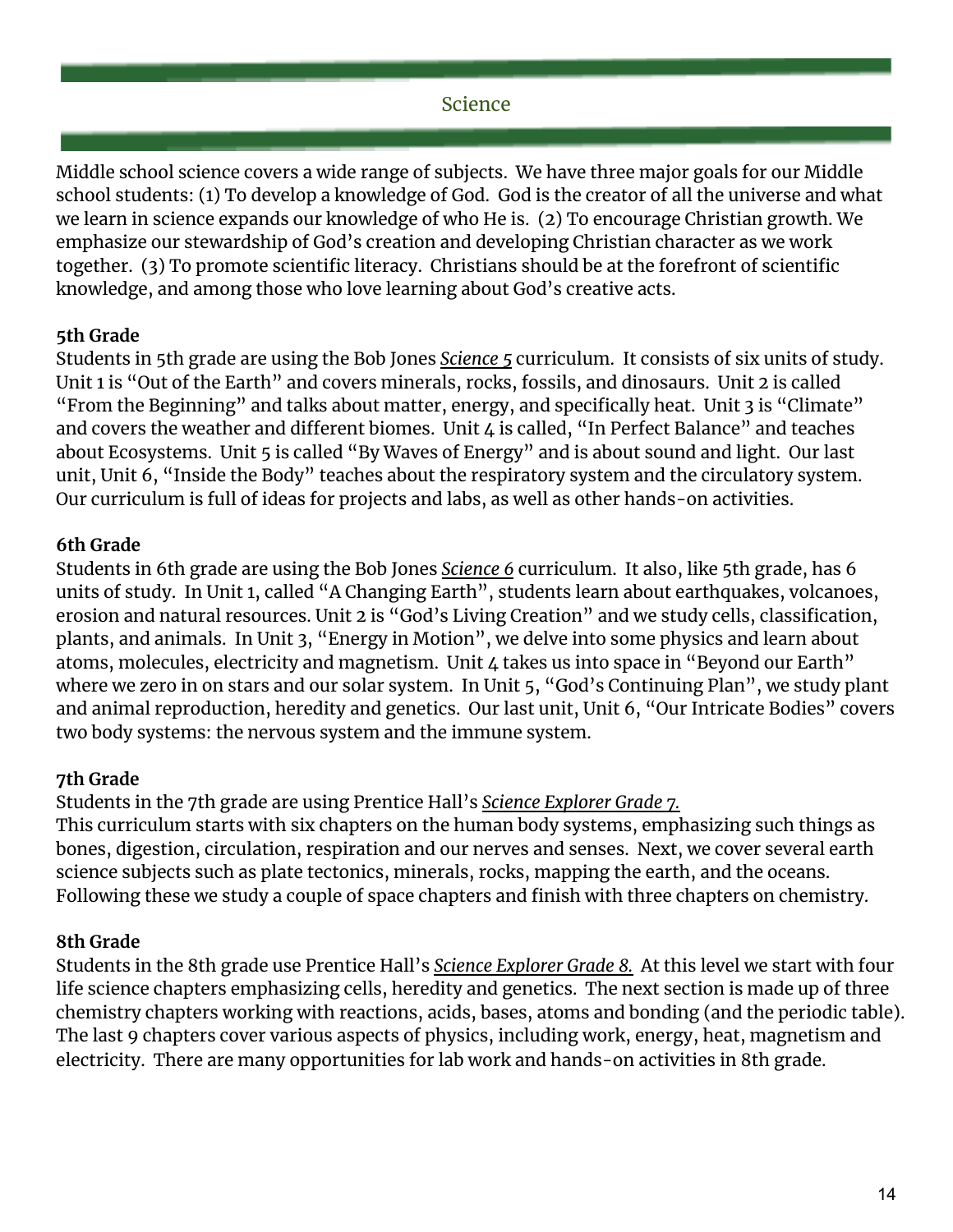## Science

Middle school science covers a wide range of subjects. We have three major goals for our Middle school students: (1) To develop a knowledge of God. God is the creator of all the universe and what we learn in science expands our knowledge of who He is. (2) To encourage Christian growth. We emphasize our stewardship of God's creation and developing Christian character as we work together. (3) To promote scientific literacy. Christians should be at the forefront of scientific knowledge, and among those who love learning about God's creative acts.

**5th Grade**

Students in 5th grade are using the Bob Jones *Science 5* curriculum. It consists of six units of study. Unit 1 is "Out of the Earth" and covers minerals, rocks, fossils, and dinosaurs. Unit 2 is called "From the Beginning" and talks about matter, energy, and specifically heat. Unit 3 is "Climate" and covers the weather and different biomes. Unit 4 is called, "In Perfect Balance" and teaches about Ecosystems. Unit 5 is called "By Waves of Energy" and is about sound and light. Our last unit, Unit 6, "Inside the Body" teaches about the respiratory system and the circulatory system. Our curriculum is full of ideas for projects and labs, as well as other hands-on activities.

**6th Grade**

Students in 6th grade are using the Bob Jones *Science 6* curriculum. It also, like 5th grade, has 6 units of study. In Unit 1, called "A Changing Earth", students learn about earthquakes, volcanoes, erosion and natural resources. Unit 2 is "God's Living Creation" and we study cells, classification, plants, and animals. In Unit 3, "Energy in Motion", we delve into some physics and learn about atoms, molecules, electricity and magnetism. Unit 4 takes us into space in "Beyond our Earth" where we zero in on stars and our solar system. In Unit 5, "God's Continuing Plan", we study plant and animal reproduction, heredity and genetics. Our last unit, Unit 6, "Our Intricate Bodies" covers two body systems: the nervous system and the immune system.

**7th Grade**

Students in the 7th grade are using Prentice Hall's *Science Explorer Grade 7.*
This curriculum starts with six chapters on the human body systems, emphasizing such things as bones, digestion, circulation, respiration and our nerves and senses. Next, we cover several earth science subjects such as plate tectonics, minerals, rocks, mapping the earth, and the oceans. Following these we study a couple of space chapters and finish with three chapters on chemistry.

**8th Grade**

Students in the 8th grade use Prentice Hall's *Science Explorer Grade 8.* At this level we start with four life science chapters emphasizing cells, heredity and genetics. The next section is made up of three chemistry chapters working with reactions, acids, bases, atoms and bonding (and the periodic table). The last 9 chapters cover various aspects of physics, including work, energy, heat, magnetism and electricity. There are many opportunities for lab work and hands-on activities in 8th grade.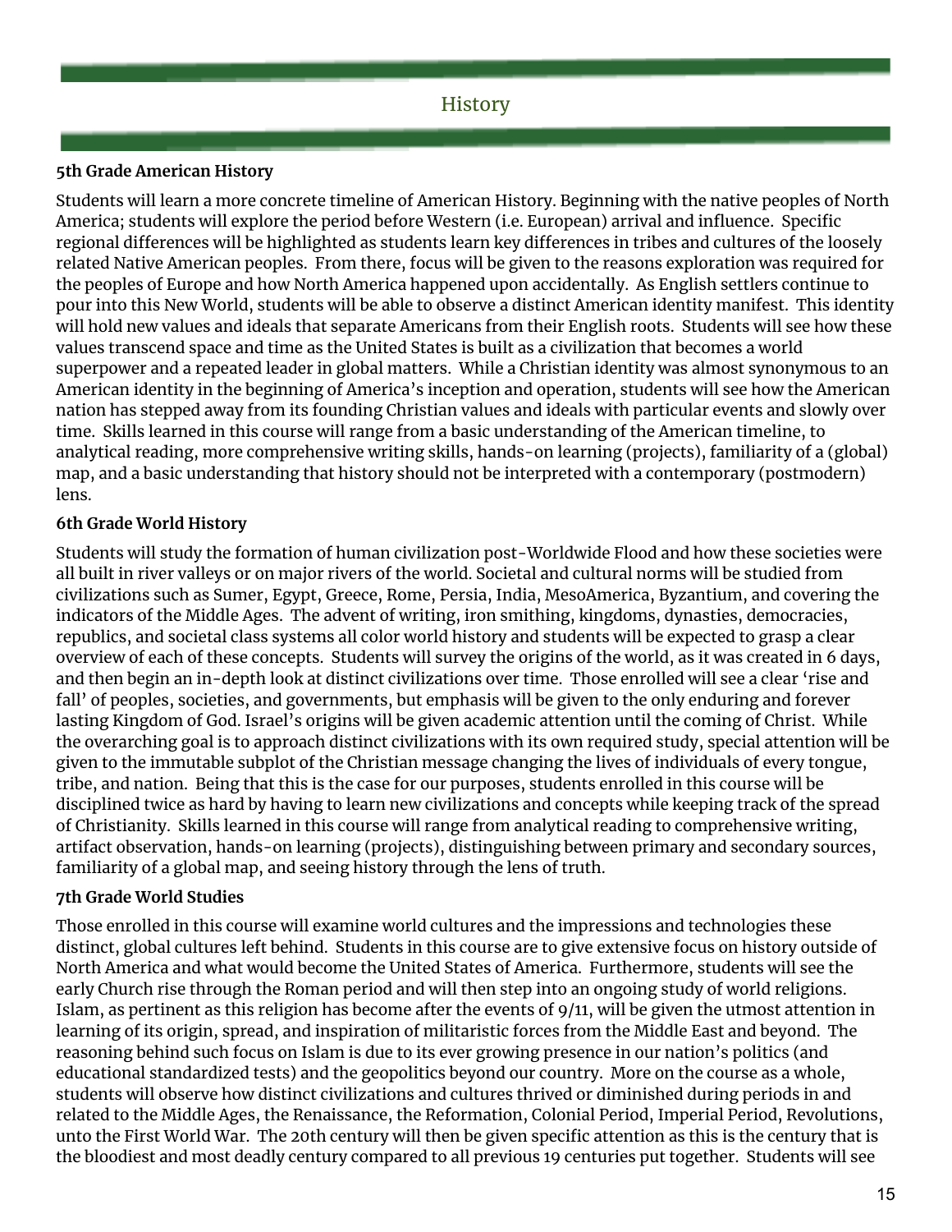# History

**5th Grade American History**

Students will learn a more concrete timeline of American History. Beginning with the native peoples of North America; students will explore the period before Western (i.e. European) arrival and influence. Specific regional differences will be highlighted as students learn key differences in tribes and cultures of the loosely related Native American peoples. From there, focus will be given to the reasons exploration was required for the peoples of Europe and how North America happened upon accidentally. As English settlers continue to pour into this New World, students will be able to observe a distinct American identity manifest. This identity will hold new values and ideals that separate Americans from their English roots. Students will see how these values transcend space and time as the United States is built as a civilization that becomes a world superpower and a repeated leader in global matters. While a Christian identity was almost synonymous to an American identity in the beginning of America's inception and operation, students will see how the American nation has stepped away from its founding Christian values and ideals with particular events and slowly over time. Skills learned in this course will range from a basic understanding of the American timeline, to analytical reading, more comprehensive writing skills, hands-on learning (projects), familiarity of a (global) map, and a basic understanding that history should not be interpreted with a contemporary (postmodern) lens.

**6th Grade World History**

Students will study the formation of human civilization post-Worldwide Flood and how these societies were all built in river valleys or on major rivers of the world. Societal and cultural norms will be studied from civilizations such as Sumer, Egypt, Greece, Rome, Persia, India, MesoAmerica, Byzantium, and covering the indicators of the Middle Ages. The advent of writing, iron smithing, kingdoms, dynasties, democracies, republics, and societal class systems all color world history and students will be expected to grasp a clear overview of each of these concepts. Students will survey the origins of the world, as it was created in 6 days, and then begin an in-depth look at distinct civilizations over time. Those enrolled will see a clear 'rise and fall' of peoples, societies, and governments, but emphasis will be given to the only enduring and forever lasting Kingdom of God. Israel's origins will be given academic attention until the coming of Christ. While the overarching goal is to approach distinct civilizations with its own required study, special attention will be given to the immutable subplot of the Christian message changing the lives of individuals of every tongue, tribe, and nation. Being that this is the case for our purposes, students enrolled in this course will be disciplined twice as hard by having to learn new civilizations and concepts while keeping track of the spread of Christianity. Skills learned in this course will range from analytical reading to comprehensive writing, artifact observation, hands-on learning (projects), distinguishing between primary and secondary sources, familiarity of a global map, and seeing history through the lens of truth.

**7th Grade World Studies**

Those enrolled in this course will examine world cultures and the impressions and technologies these distinct, global cultures left behind. Students in this course are to give extensive focus on history outside of North America and what would become the United States of America. Furthermore, students will see the early Church rise through the Roman period and will then step into an ongoing study of world religions. Islam, as pertinent as this religion has become after the events of 9/11, will be given the utmost attention in learning of its origin, spread, and inspiration of militaristic forces from the Middle East and beyond. The reasoning behind such focus on Islam is due to its ever growing presence in our nation's politics (and educational standardized tests) and the geopolitics beyond our country. More on the course as a whole, students will observe how distinct civilizations and cultures thrived or diminished during periods in and related to the Middle Ages, the Renaissance, the Reformation, Colonial Period, Imperial Period, Revolutions, unto the First World War. The 20th century will then be given specific attention as this is the century that is the bloodiest and most deadly century compared to all previous 19 centuries put together. Students will see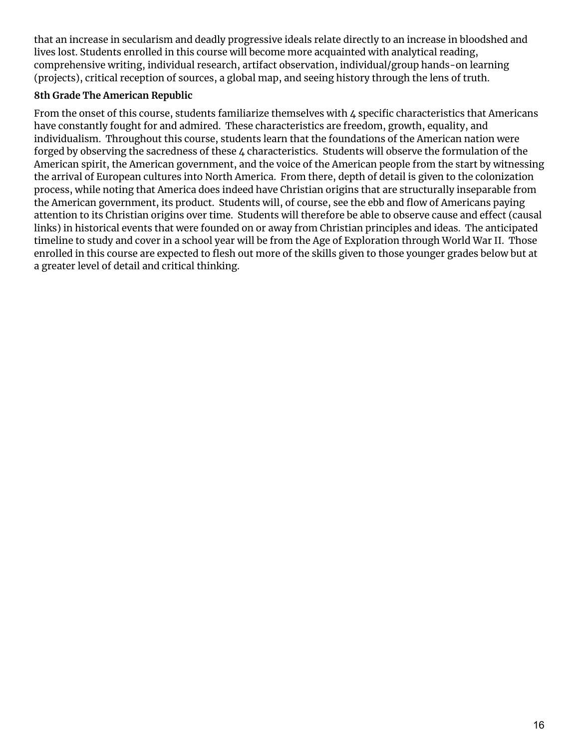that an increase in secularism and deadly progressive ideals relate directly to an increase in bloodshed and lives lost. Students enrolled in this course will become more acquainted with analytical reading, comprehensive writing, individual research, artifact observation, individual/group hands-on learning (projects), critical reception of sources, a global map, and seeing history through the lens of truth.

**8th Grade The American Republic**

From the onset of this course, students familiarize themselves with 4 specific characteristics that Americans have constantly fought for and admired. These characteristics are freedom, growth, equality, and individualism. Throughout this course, students learn that the foundations of the American nation were forged by observing the sacredness of these 4 characteristics. Students will observe the formulation of the American spirit, the American government, and the voice of the American people from the start by witnessing the arrival of European cultures into North America. From there, depth of detail is given to the colonization process, while noting that America does indeed have Christian origins that are structurally inseparable from the American government, its product. Students will, of course, see the ebb and flow of Americans paying attention to its Christian origins over time. Students will therefore be able to observe cause and effect (causal links) in historical events that were founded on or away from Christian principles and ideas. The anticipated timeline to study and cover in a school year will be from the Age of Exploration through World War II. Those enrolled in this course are expected to flesh out more of the skills given to those younger grades below but at a greater level of detail and critical thinking.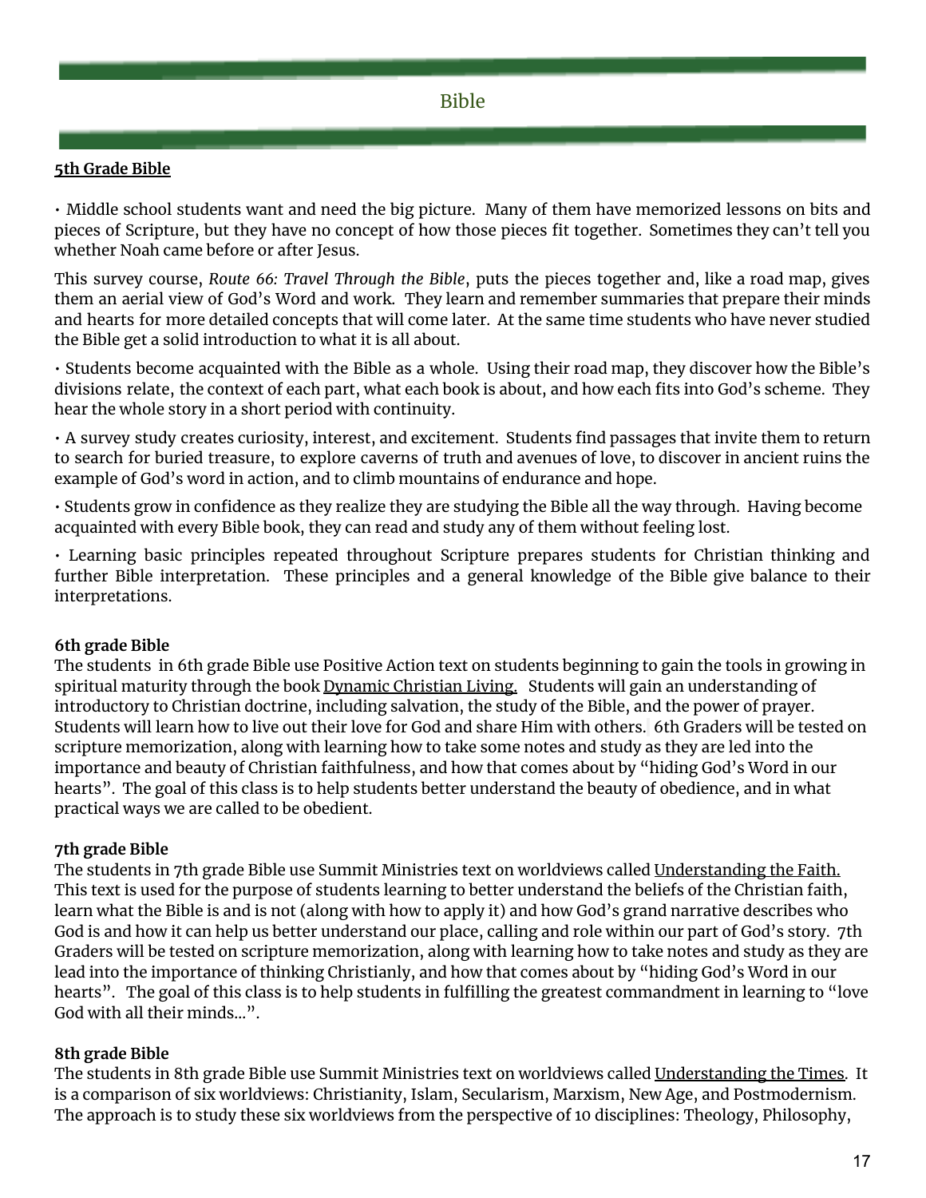# Bible

**5th Grade Bible**

• Middle school students want and need the big picture. Many of them have memorized lessons on bits and pieces of Scripture, but they have no concept of how those pieces fit together. Sometimes they can't tell you whether Noah came before or after Jesus.

This survey course, *Route 66: Travel Through the Bible*, puts the pieces together and, like a road map, gives them an aerial view of God's Word and work. They learn and remember summaries that prepare their minds and hearts for more detailed concepts that will come later. At the same time students who have never studied the Bible get a solid introduction to what it is all about.

• Students become acquainted with the Bible as a whole. Using their road map, they discover how the Bible's divisions relate, the context of each part, what each book is about, and how each fits into God's scheme. They hear the whole story in a short period with continuity.

• A survey study creates curiosity, interest, and excitement. Students find passages that invite them to return to search for buried treasure, to explore caverns of truth and avenues of love, to discover in ancient ruins the example of God's word in action, and to climb mountains of endurance and hope.

• Students grow in confidence as they realize they are studying the Bible all the way through. Having become acquainted with every Bible book, they can read and study any of them without feeling lost.

• Learning basic principles repeated throughout Scripture prepares students for Christian thinking and further Bible interpretation. These principles and a general knowledge of the Bible give balance to their interpretations.

**6th grade Bible**

The students in 6th grade Bible use Positive Action text on students beginning to gain the tools in growing in spiritual maturity through the book Dynamic Christian Living. Students will gain an understanding of introductory to Christian doctrine, including salvation, the study of the Bible, and the power of prayer. Students will learn how to live out their love for God and share Him with others. 6th Graders will be tested on scripture memorization, along with learning how to take some notes and study as they are led into the importance and beauty of Christian faithfulness, and how that comes about by "hiding God's Word in our hearts". The goal of this class is to help students better understand the beauty of obedience, and in what practical ways we are called to be obedient.

**7th grade Bible**

The students in 7th grade Bible use Summit Ministries text on worldviews called Understanding the Faith. This text is used for the purpose of students learning to better understand the beliefs of the Christian faith, learn what the Bible is and is not (along with how to apply it) and how God's grand narrative describes who God is and how it can help us better understand our place, calling and role within our part of God's story. 7th Graders will be tested on scripture memorization, along with learning how to take notes and study as they are lead into the importance of thinking Christianly, and how that comes about by "hiding God's Word in our hearts". The goal of this class is to help students in fulfilling the greatest commandment in learning to "love God with all their minds...".

**8th grade Bible**

The students in 8th grade Bible use Summit Ministries text on worldviews called Understanding the Times. It is a comparison of six worldviews: Christianity, Islam, Secularism, Marxism, New Age, and Postmodernism. The approach is to study these six worldviews from the perspective of 10 disciplines: Theology, Philosophy,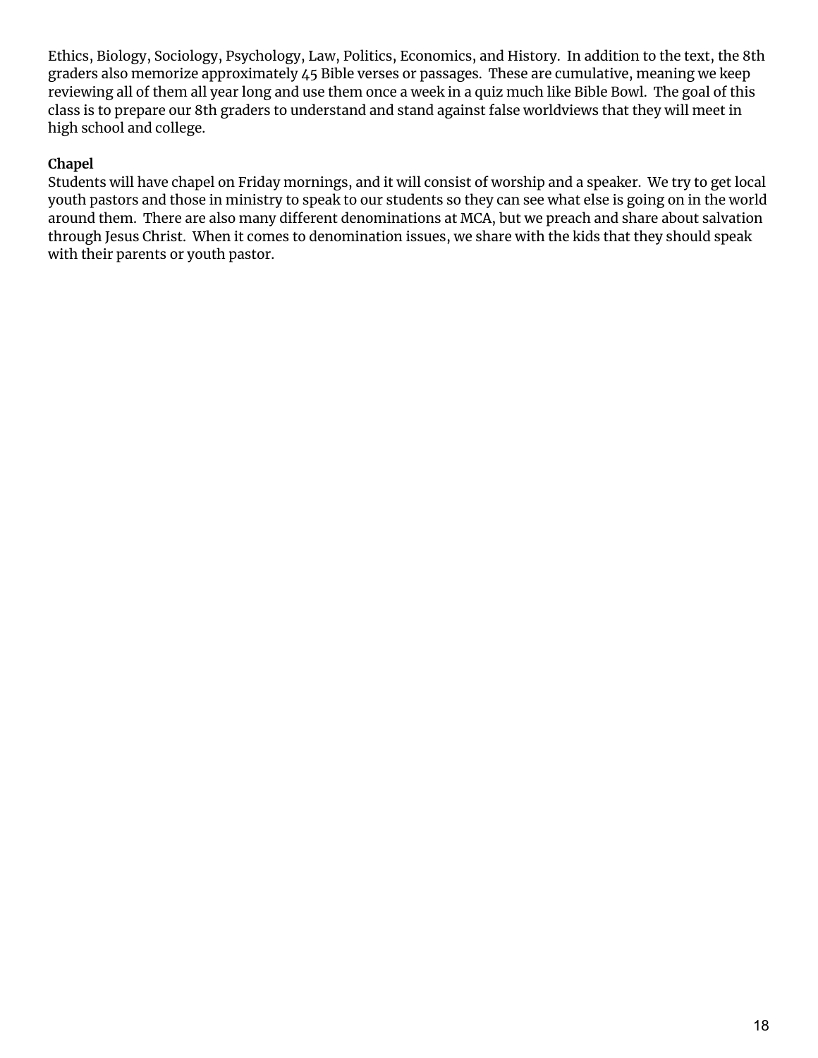Ethics, Biology, Sociology, Psychology, Law, Politics, Economics, and History. In addition to the text, the 8th graders also memorize approximately 45 Bible verses or passages. These are cumulative, meaning we keep reviewing all of them all year long and use them once a week in a quiz much like Bible Bowl. The goal of this class is to prepare our 8th graders to understand and stand against false worldviews that they will meet in high school and college.

**Chapel**

Students will have chapel on Friday mornings, and it will consist of worship and a speaker. We try to get local youth pastors and those in ministry to speak to our students so they can see what else is going on in the world around them. There are also many different denominations at MCA, but we preach and share about salvation through Jesus Christ. When it comes to denomination issues, we share with the kids that they should speak with their parents or youth pastor.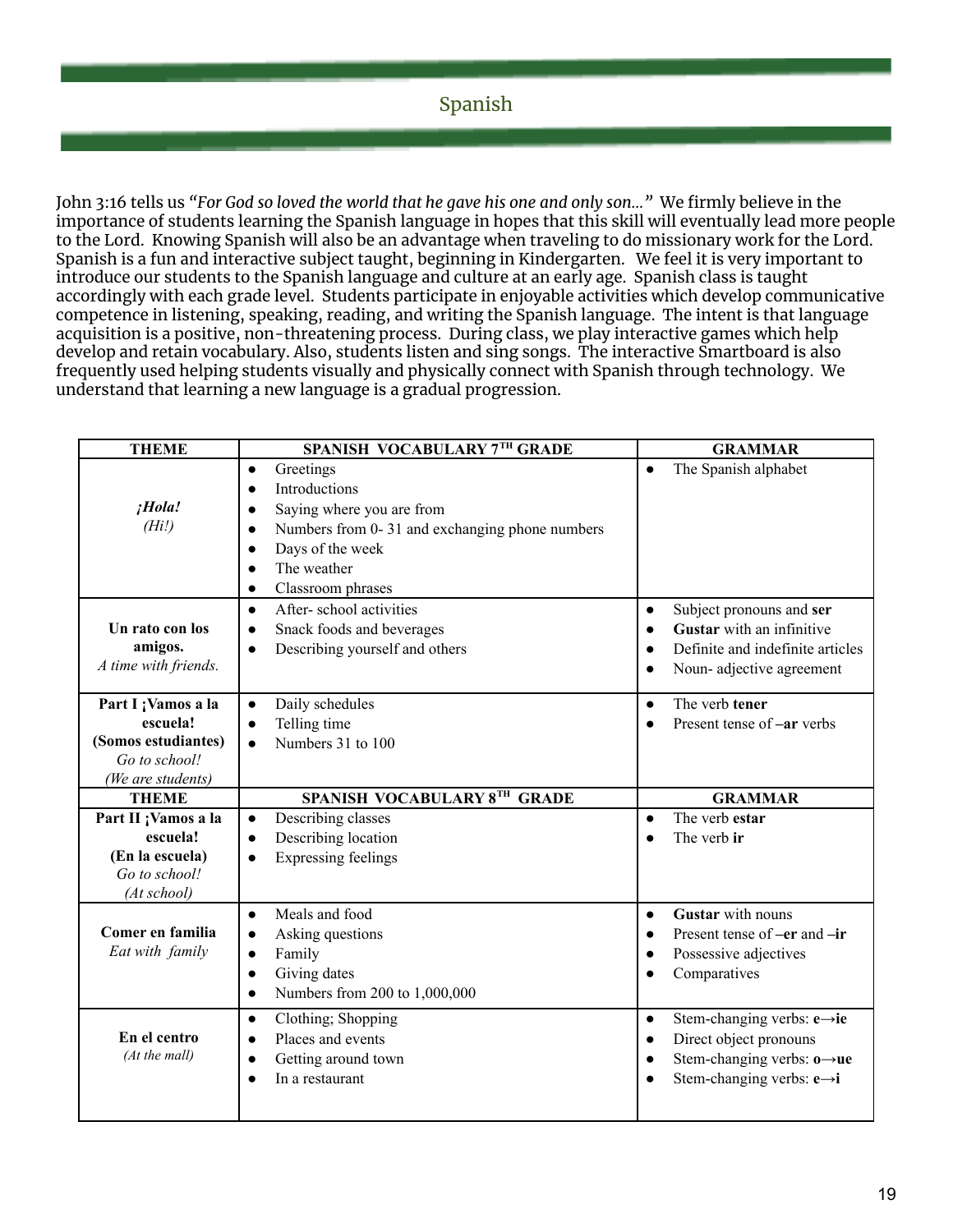## Spanish

John 3:16 tells us *"For God so loved the world that he gave his one and only son..."* We firmly believe in the importance of students learning the Spanish language in hopes that this skill will eventually lead more people to the Lord. Knowing Spanish will also be an advantage when traveling to do missionary work for the Lord. Spanish is a fun and interactive subject taught, beginning in Kindergarten. We feel it is very important to introduce our students to the Spanish language and culture at an early age. Spanish class is taught accordingly with each grade level. Students participate in enjoyable activities which develop communicative competence in listening, speaking, reading, and writing the Spanish language. The intent is that language acquisition is a positive, non-threatening process. During class, we play interactive games which help develop and retain vocabulary. Also, students listen and sing songs. The interactive Smartboard is also frequently used helping students visually and physically connect with Spanish through technology. We understand that learning a new language is a gradual progression.

| THEME | SPANISH VOCABULARY 7TH GRADE | GRAMMAR |
|---|---|---|
| ***¡Hola!*** *(Hi!)* | • Greetings<br>• Introductions<br>• Saying where you are from<br>• Numbers from 0- 31 and exchanging phone numbers<br>• Days of the week<br>• The weather<br>• Classroom phrases | • The Spanish alphabet |
| **Un rato con los amigos.** *A time with friends.* | • After- school activities<br>• Snack foods and beverages<br>• Describing yourself and others | • Subject pronouns and **ser**<br>• **Gustar** with an infinitive<br>• Definite and indefinite articles<br>• Noun- adjective agreement |
| **Part I ¡Vamos a la escuela! (Somos estudiantes)** *Go to school! (We are students)* | • Daily schedules<br>• Telling time<br>• Numbers 31 to 100 | • The verb **tener**<br>• Present tense of **–ar** verbs |
| **THEME** | **SPANISH VOCABULARY 8TH GRADE** | **GRAMMAR** |
| **Part II ¡Vamos a la escuela! (En la escuela)** *Go to school! (At school)* | • Describing classes<br>• Describing location<br>• Expressing feelings | • The verb **estar**<br>• The verb **ir** |
| **Comer en familia** *Eat with family* | • Meals and food<br>• Asking questions<br>• Family<br>• Giving dates<br>• Numbers from 200 to 1,000,000 | • **Gustar** with nouns<br>• Present tense of **–er** and **–ir**<br>• Possessive adjectives<br>• Comparatives |
| **En el centro** *(At the mall)* | • Clothing; Shopping<br>• Places and events<br>• Getting around town<br>• In a restaurant | • Stem-changing verbs: **e→ie**<br>• Direct object pronouns<br>• Stem-changing verbs: **o→ue**<br>• Stem-changing verbs: **e→i** |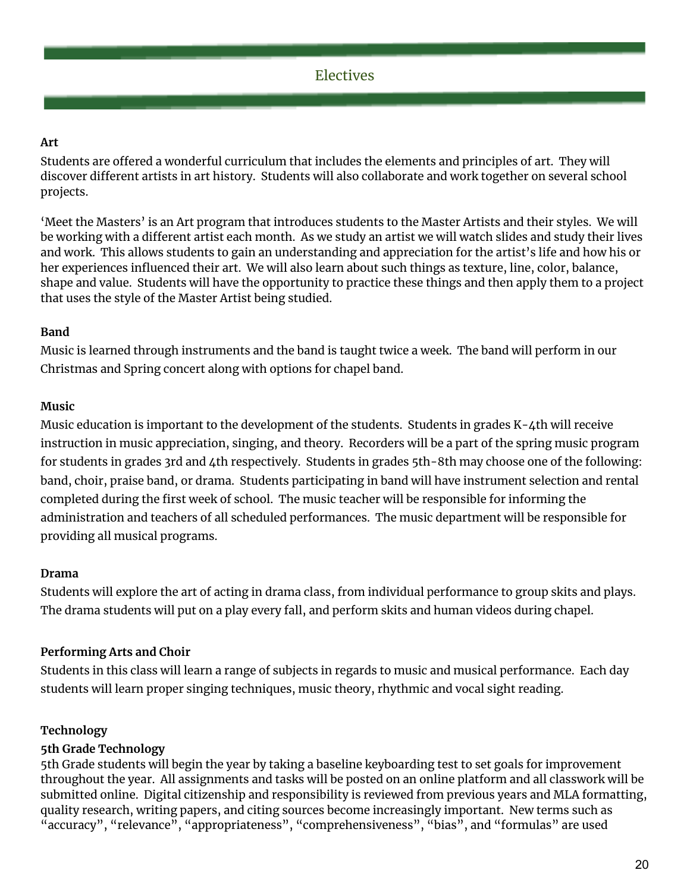# Electives

**Art**

Students are offered a wonderful curriculum that includes the elements and principles of art. They will discover different artists in art history. Students will also collaborate and work together on several school projects.

'Meet the Masters' is an Art program that introduces students to the Master Artists and their styles. We will be working with a different artist each month. As we study an artist we will watch slides and study their lives and work. This allows students to gain an understanding and appreciation for the artist's life and how his or her experiences influenced their art. We will also learn about such things as texture, line, color, balance, shape and value. Students will have the opportunity to practice these things and then apply them to a project that uses the style of the Master Artist being studied.

**Band**

Music is learned through instruments and the band is taught twice a week. The band will perform in our Christmas and Spring concert along with options for chapel band.

**Music**

Music education is important to the development of the students. Students in grades K-4th will receive instruction in music appreciation, singing, and theory. Recorders will be a part of the spring music program for students in grades 3rd and 4th respectively. Students in grades 5th-8th may choose one of the following: band, choir, praise band, or drama. Students participating in band will have instrument selection and rental completed during the first week of school. The music teacher will be responsible for informing the administration and teachers of all scheduled performances. The music department will be responsible for providing all musical programs.

**Drama**

Students will explore the art of acting in drama class, from individual performance to group skits and plays. The drama students will put on a play every fall, and perform skits and human videos during chapel.

**Performing Arts and Choir**

Students in this class will learn a range of subjects in regards to music and musical performance. Each day students will learn proper singing techniques, music theory, rhythmic and vocal sight reading.

**Technology**

**5th Grade Technology**

5th Grade students will begin the year by taking a baseline keyboarding test to set goals for improvement throughout the year. All assignments and tasks will be posted on an online platform and all classwork will be submitted online. Digital citizenship and responsibility is reviewed from previous years and MLA formatting, quality research, writing papers, and citing sources become increasingly important. New terms such as "accuracy", "relevance", "appropriateness", "comprehensiveness", "bias", and "formulas" are used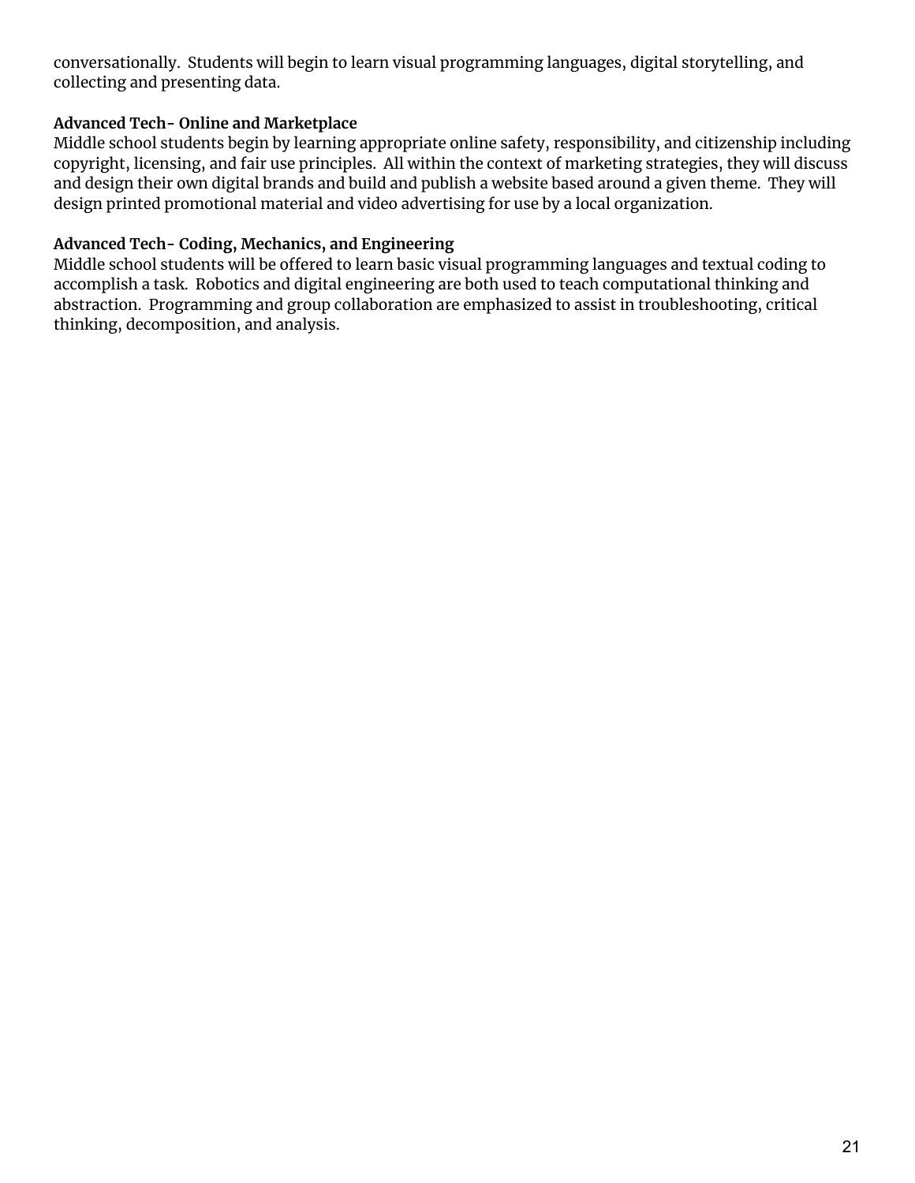conversationally.  Students will begin to learn visual programming languages, digital storytelling, and collecting and presenting data.

**Advanced Tech- Online and Marketplace**

Middle school students begin by learning appropriate online safety, responsibility, and citizenship including copyright, licensing, and fair use principles.  All within the context of marketing strategies, they will discuss and design their own digital brands and build and publish a website based around a given theme.  They will design printed promotional material and video advertising for use by a local organization.

**Advanced Tech- Coding, Mechanics, and Engineering**

Middle school students will be offered to learn basic visual programming languages and textual coding to accomplish a task.  Robotics and digital engineering are both used to teach computational thinking and abstraction.  Programming and group collaboration are emphasized to assist in troubleshooting, critical thinking, decomposition, and analysis.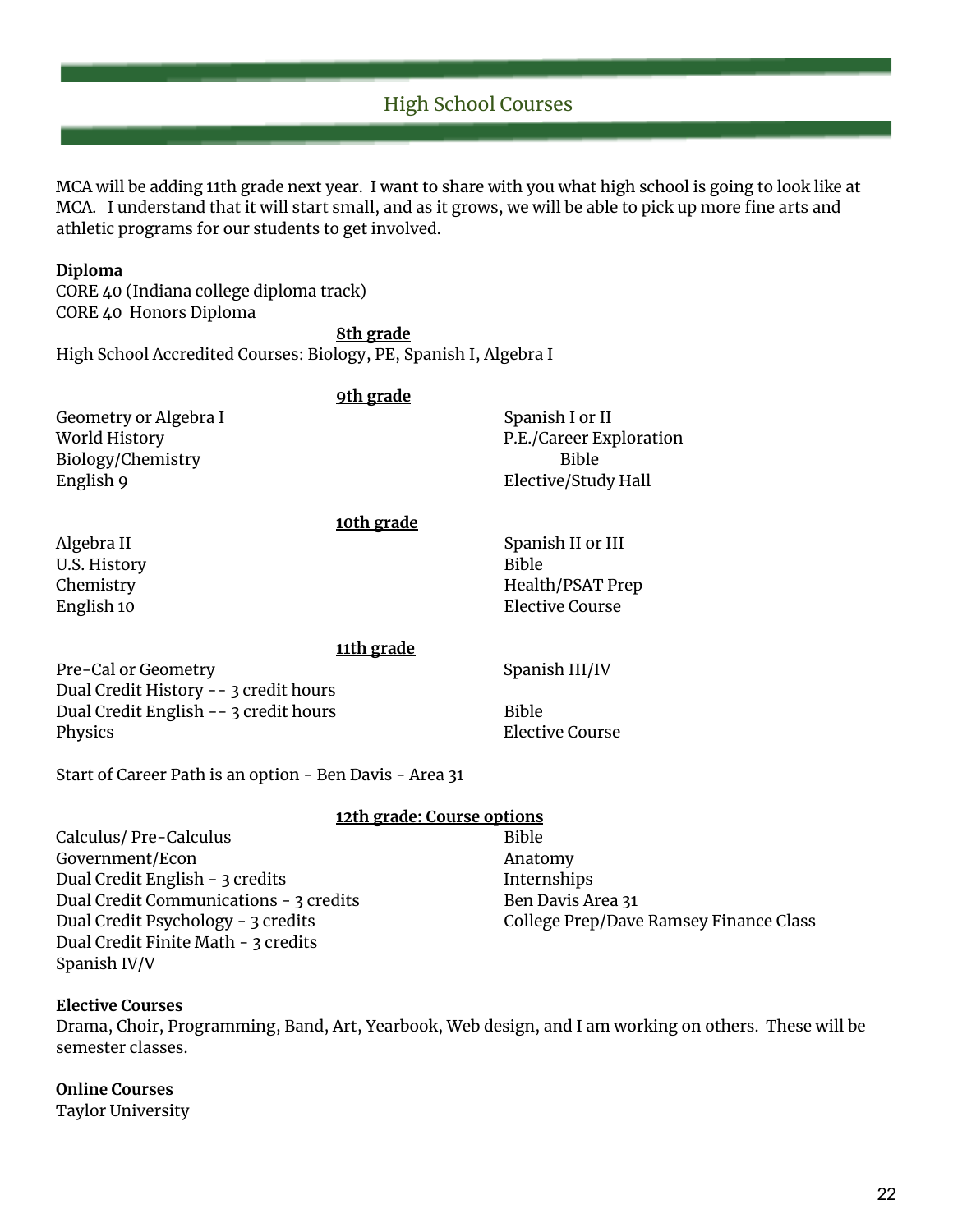## High School Courses

MCA will be adding 11th grade next year. I want to share with you what high school is going to look like at MCA. I understand that it will start small, and as it grows, we will be able to pick up more fine arts and athletic programs for our students to get involved.

**Diploma**
CORE 40 (Indiana college diploma track)
CORE 40 Honors Diploma

**8th grade**

High School Accredited Courses: Biology, PE, Spanish I, Algebra I

**9th grade**

Geometry or Algebra I
World History
Biology/Chemistry
English 9
Spanish I or II
P.E./Career Exploration
Bible
Elective/Study Hall

**10th grade**

Algebra II
U.S. History
Chemistry
English 10
Spanish II or III
Bible
Health/PSAT Prep
Elective Course

**11th grade**

Pre-Cal or Geometry
Dual Credit History -- 3 credit hours
Dual Credit English -- 3 credit hours
Physics
Spanish III/IV
Bible
Elective Course

Start of Career Path is an option - Ben Davis - Area 31

**12th grade: Course options**

Calculus/ Pre-Calculus
Government/Econ
Dual Credit English - 3 credits
Dual Credit Communications - 3 credits
Dual Credit Psychology - 3 credits
Dual Credit Finite Math - 3 credits
Spanish IV/V
Bible
Anatomy
Internships
Ben Davis Area 31
College Prep/Dave Ramsey Finance Class

**Elective Courses**
Drama, Choir, Programming, Band, Art, Yearbook, Web design, and I am working on others. These will be semester classes.

**Online Courses**
Taylor University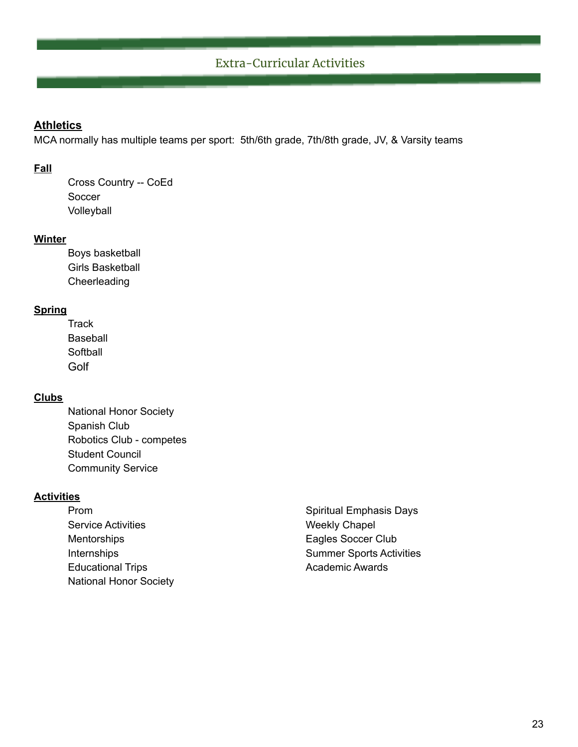# Extra-Curricular Activities

## Athletics

MCA normally has multiple teams per sport:  5th/6th grade, 7th/8th grade, JV, & Varsity teams

### Fall

- Cross Country -- CoEd
- Soccer
- Volleyball

### Winter

- Boys basketball
- Girls Basketball
- Cheerleading

### Spring

- Track
- Baseball
- Softball
- Golf

## Clubs

- National Honor Society
- Spanish Club
- Robotics Club - competes
- Student Council
- Community Service

## Activities

- Prom
- Service Activities
- Mentorships
- Internships
- Educational Trips
- National Honor Society
- Spiritual Emphasis Days
- Weekly Chapel
- Eagles Soccer Club
- Summer Sports Activities
- Academic Awards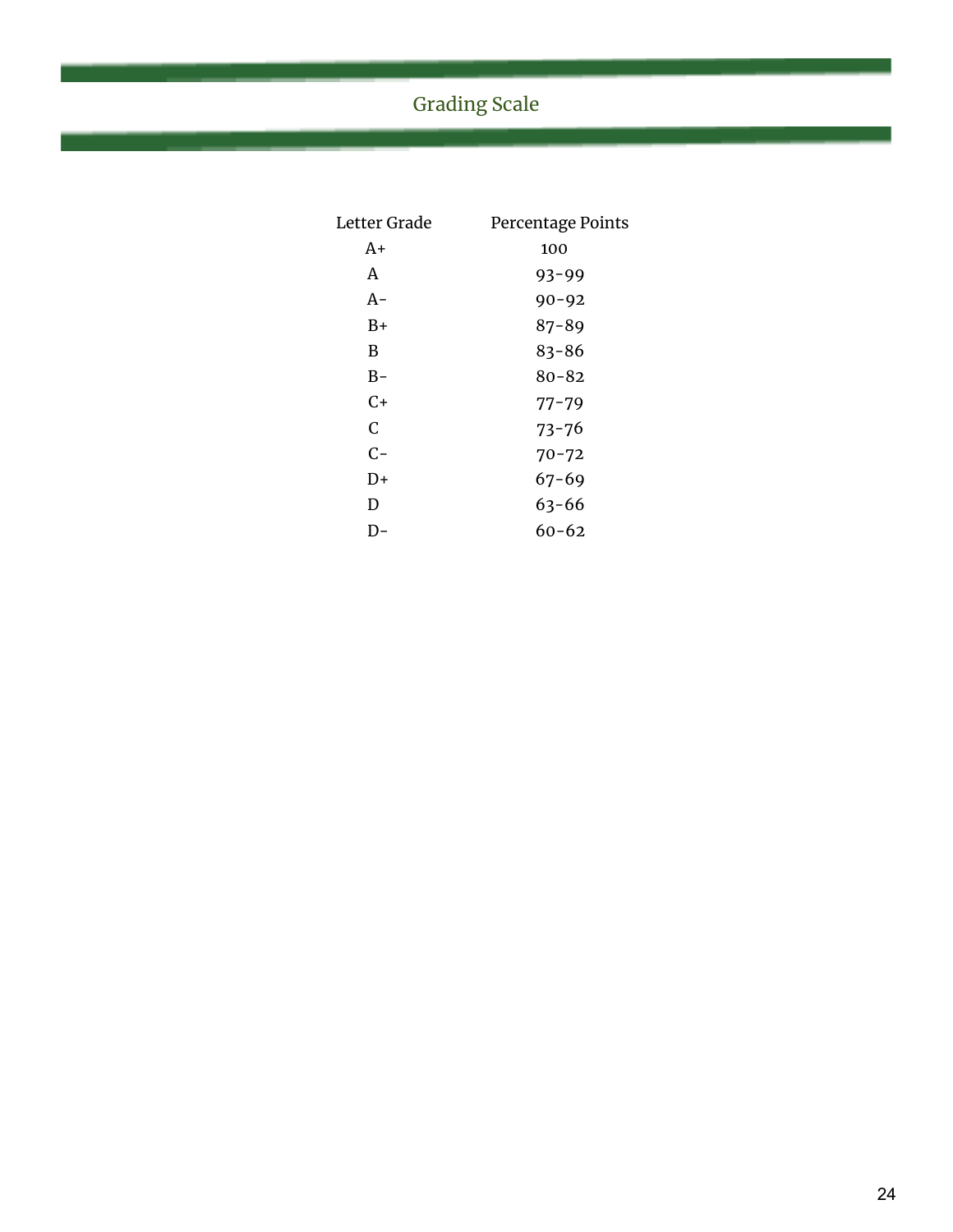# Grading Scale

| Letter Grade | Percentage Points |
|---|---|
| A+ | 100 |
| A | 93-99 |
| A- | 90-92 |
| B+ | 87-89 |
| B | 83-86 |
| B- | 80-82 |
| C+ | 77-79 |
| C | 73-76 |
| C- | 70-72 |
| D+ | 67-69 |
| D | 63-66 |
| D- | 60-62 |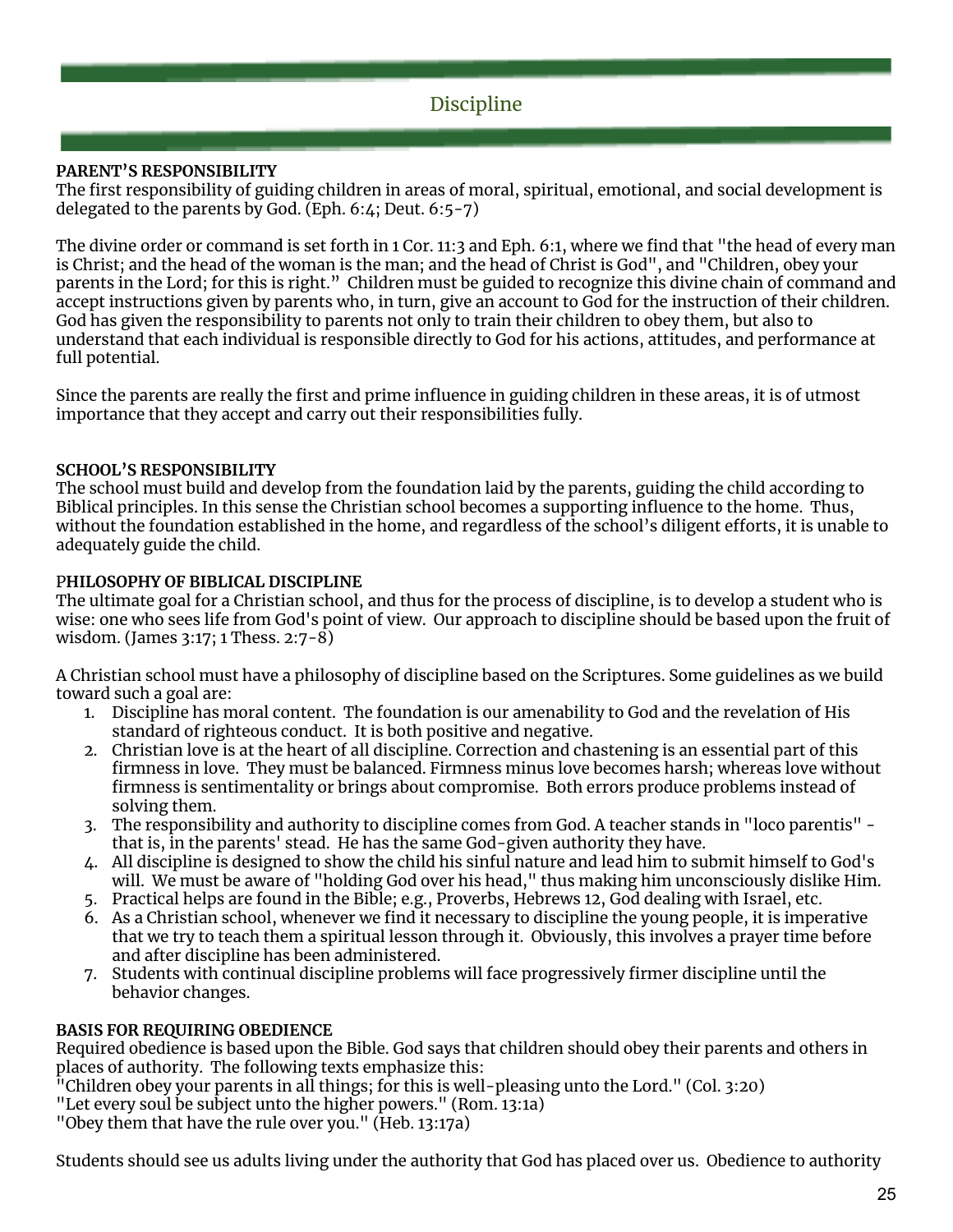# Discipline

**PARENT'S RESPONSIBILITY**

The first responsibility of guiding children in areas of moral, spiritual, emotional, and social development is delegated to the parents by God. (Eph. 6:4; Deut. 6:5-7)

The divine order or command is set forth in 1 Cor. 11:3 and Eph. 6:1, where we find that "the head of every man is Christ; and the head of the woman is the man; and the head of Christ is God", and "Children, obey your parents in the Lord; for this is right." Children must be guided to recognize this divine chain of command and accept instructions given by parents who, in turn, give an account to God for the instruction of their children. God has given the responsibility to parents not only to train their children to obey them, but also to understand that each individual is responsible directly to God for his actions, attitudes, and performance at full potential.

Since the parents are really the first and prime influence in guiding children in these areas, it is of utmost importance that they accept and carry out their responsibilities fully.

**SCHOOL'S RESPONSIBILITY**

The school must build and develop from the foundation laid by the parents, guiding the child according to Biblical principles. In this sense the Christian school becomes a supporting influence to the home. Thus, without the foundation established in the home, and regardless of the school's diligent efforts, it is unable to adequately guide the child.

**PHILOSOPHY OF BIBLICAL DISCIPLINE**

The ultimate goal for a Christian school, and thus for the process of discipline, is to develop a student who is wise: one who sees life from God's point of view. Our approach to discipline should be based upon the fruit of wisdom. (James 3:17; 1 Thess. 2:7-8)

A Christian school must have a philosophy of discipline based on the Scriptures. Some guidelines as we build toward such a goal are:

1. Discipline has moral content. The foundation is our amenability to God and the revelation of His standard of righteous conduct. It is both positive and negative.
2. Christian love is at the heart of all discipline. Correction and chastening is an essential part of this firmness in love. They must be balanced. Firmness minus love becomes harsh; whereas love without firmness is sentimentality or brings about compromise. Both errors produce problems instead of solving them.
3. The responsibility and authority to discipline comes from God. A teacher stands in "loco parentis" - that is, in the parents' stead. He has the same God-given authority they have.
4. All discipline is designed to show the child his sinful nature and lead him to submit himself to God's will. We must be aware of "holding God over his head," thus making him unconsciously dislike Him.
5. Practical helps are found in the Bible; e.g., Proverbs, Hebrews 12, God dealing with Israel, etc.
6. As a Christian school, whenever we find it necessary to discipline the young people, it is imperative that we try to teach them a spiritual lesson through it. Obviously, this involves a prayer time before and after discipline has been administered.
7. Students with continual discipline problems will face progressively firmer discipline until the behavior changes.

**BASIS FOR REQUIRING OBEDIENCE**

Required obedience is based upon the Bible. God says that children should obey their parents and others in places of authority. The following texts emphasize this:

"Children obey your parents in all things; for this is well-pleasing unto the Lord." (Col. 3:20)

"Let every soul be subject unto the higher powers." (Rom. 13:1a)

"Obey them that have the rule over you." (Heb. 13:17a)

Students should see us adults living under the authority that God has placed over us. Obedience to authority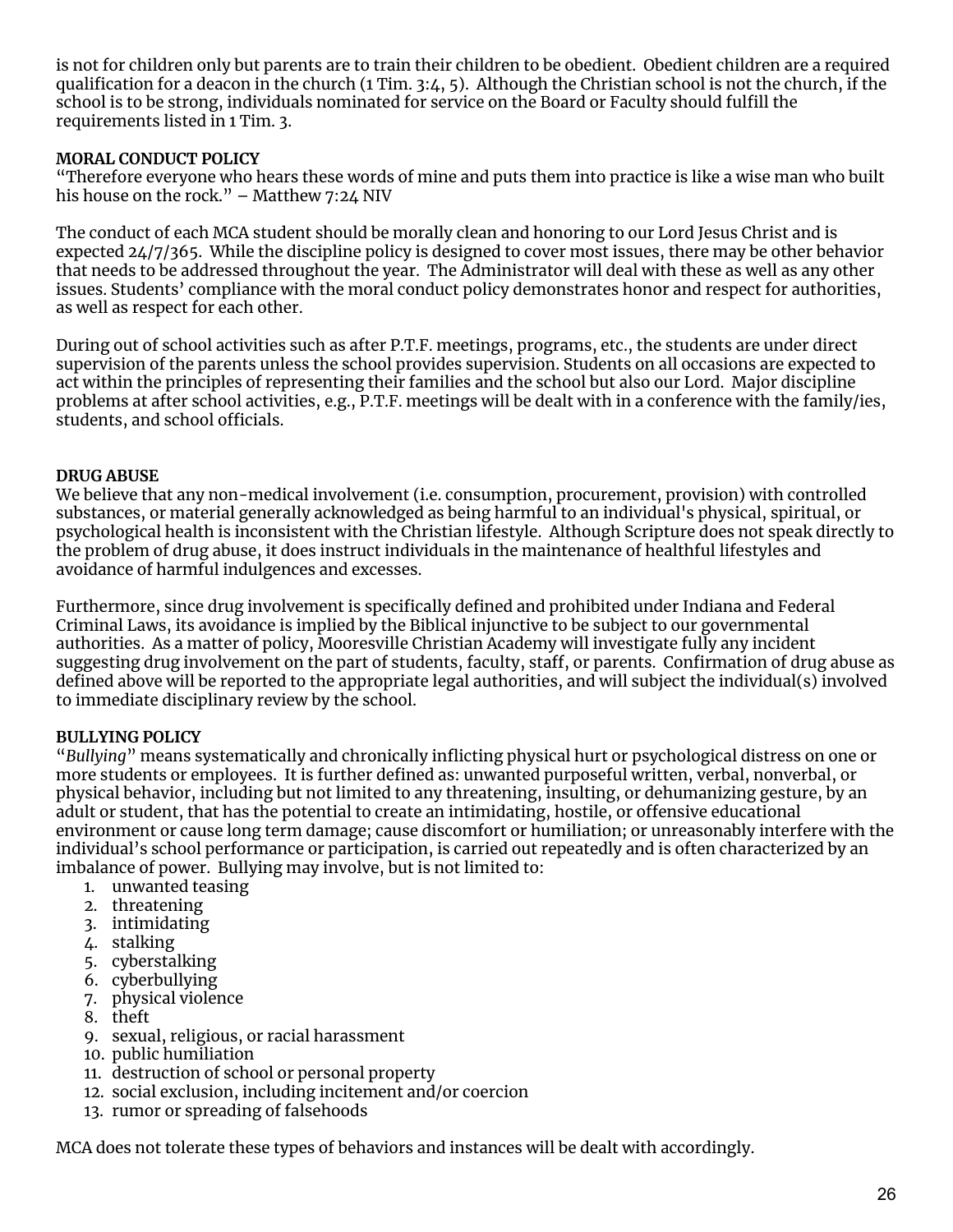is not for children only but parents are to train their children to be obedient. Obedient children are a required qualification for a deacon in the church (1 Tim. 3:4, 5). Although the Christian school is not the church, if the school is to be strong, individuals nominated for service on the Board or Faculty should fulfill the requirements listed in 1 Tim. 3.

**MORAL CONDUCT POLICY**

"Therefore everyone who hears these words of mine and puts them into practice is like a wise man who built his house on the rock." – Matthew 7:24 NIV

The conduct of each MCA student should be morally clean and honoring to our Lord Jesus Christ and is expected 24/7/365. While the discipline policy is designed to cover most issues, there may be other behavior that needs to be addressed throughout the year. The Administrator will deal with these as well as any other issues. Students' compliance with the moral conduct policy demonstrates honor and respect for authorities, as well as respect for each other.

During out of school activities such as after P.T.F. meetings, programs, etc., the students are under direct supervision of the parents unless the school provides supervision. Students on all occasions are expected to act within the principles of representing their families and the school but also our Lord. Major discipline problems at after school activities, e.g., P.T.F. meetings will be dealt with in a conference with the family/ies, students, and school officials.

**DRUG ABUSE**

We believe that any non-medical involvement (i.e. consumption, procurement, provision) with controlled substances, or material generally acknowledged as being harmful to an individual's physical, spiritual, or psychological health is inconsistent with the Christian lifestyle. Although Scripture does not speak directly to the problem of drug abuse, it does instruct individuals in the maintenance of healthful lifestyles and avoidance of harmful indulgences and excesses.

Furthermore, since drug involvement is specifically defined and prohibited under Indiana and Federal Criminal Laws, its avoidance is implied by the Biblical injunctive to be subject to our governmental authorities. As a matter of policy, Mooresville Christian Academy will investigate fully any incident suggesting drug involvement on the part of students, faculty, staff, or parents. Confirmation of drug abuse as defined above will be reported to the appropriate legal authorities, and will subject the individual(s) involved to immediate disciplinary review by the school.

**BULLYING POLICY**

"*Bullying*" means systematically and chronically inflicting physical hurt or psychological distress on one or more students or employees. It is further defined as: unwanted purposeful written, verbal, nonverbal, or physical behavior, including but not limited to any threatening, insulting, or dehumanizing gesture, by an adult or student, that has the potential to create an intimidating, hostile, or offensive educational environment or cause long term damage; cause discomfort or humiliation; or unreasonably interfere with the individual's school performance or participation, is carried out repeatedly and is often characterized by an imbalance of power. Bullying may involve, but is not limited to:

1. unwanted teasing
2. threatening
3. intimidating
4. stalking
5. cyberstalking
6. cyberbullying
7. physical violence
8. theft
9. sexual, religious, or racial harassment
10. public humiliation
11. destruction of school or personal property
12. social exclusion, including incitement and/or coercion
13. rumor or spreading of falsehoods

MCA does not tolerate these types of behaviors and instances will be dealt with accordingly.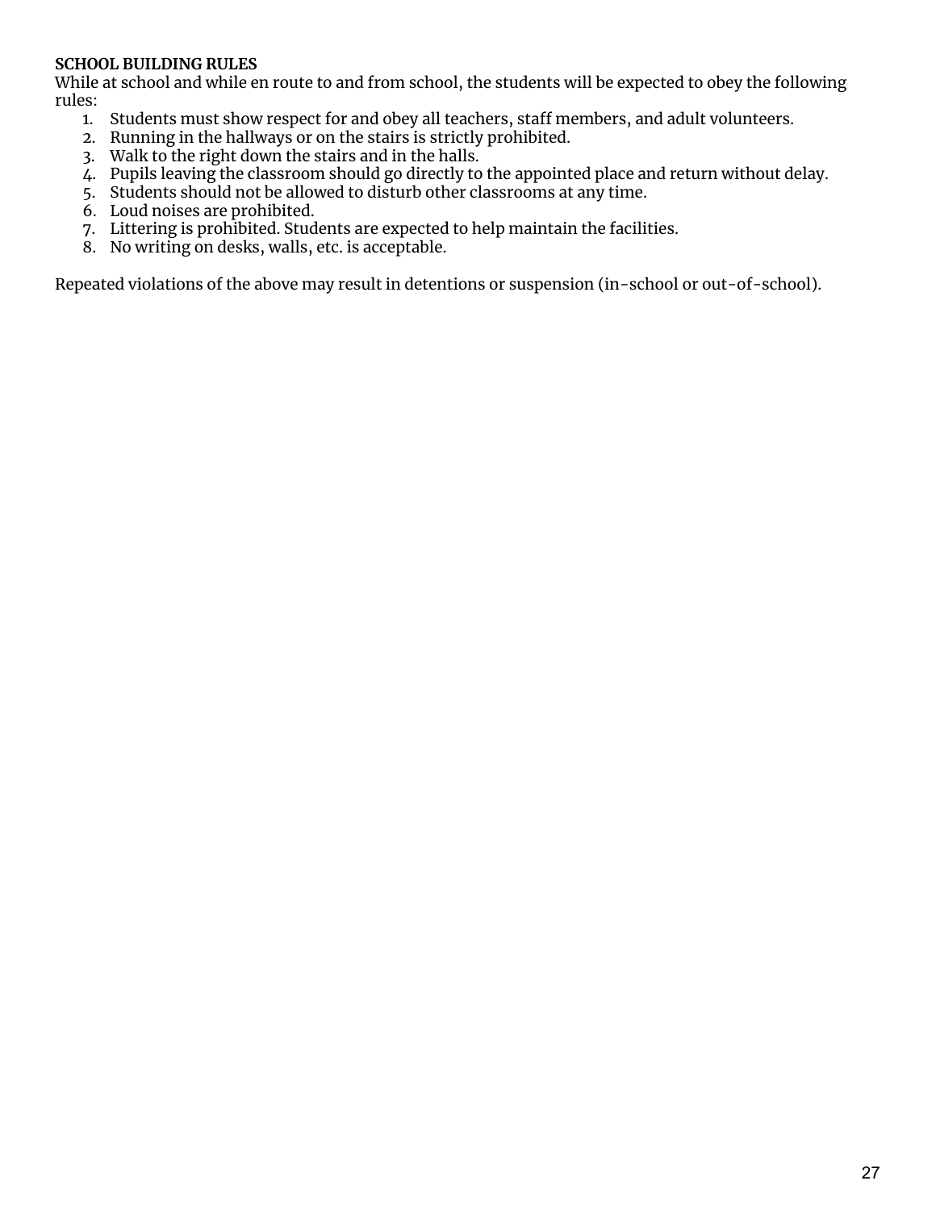**SCHOOL BUILDING RULES**

While at school and while en route to and from school, the students will be expected to obey the following rules:

1. Students must show respect for and obey all teachers, staff members, and adult volunteers.
2. Running in the hallways or on the stairs is strictly prohibited.
3. Walk to the right down the stairs and in the halls.
4. Pupils leaving the classroom should go directly to the appointed place and return without delay.
5. Students should not be allowed to disturb other classrooms at any time.
6. Loud noises are prohibited.
7. Littering is prohibited. Students are expected to help maintain the facilities.
8. No writing on desks, walls, etc. is acceptable.

Repeated violations of the above may result in detentions or suspension (in-school or out-of-school).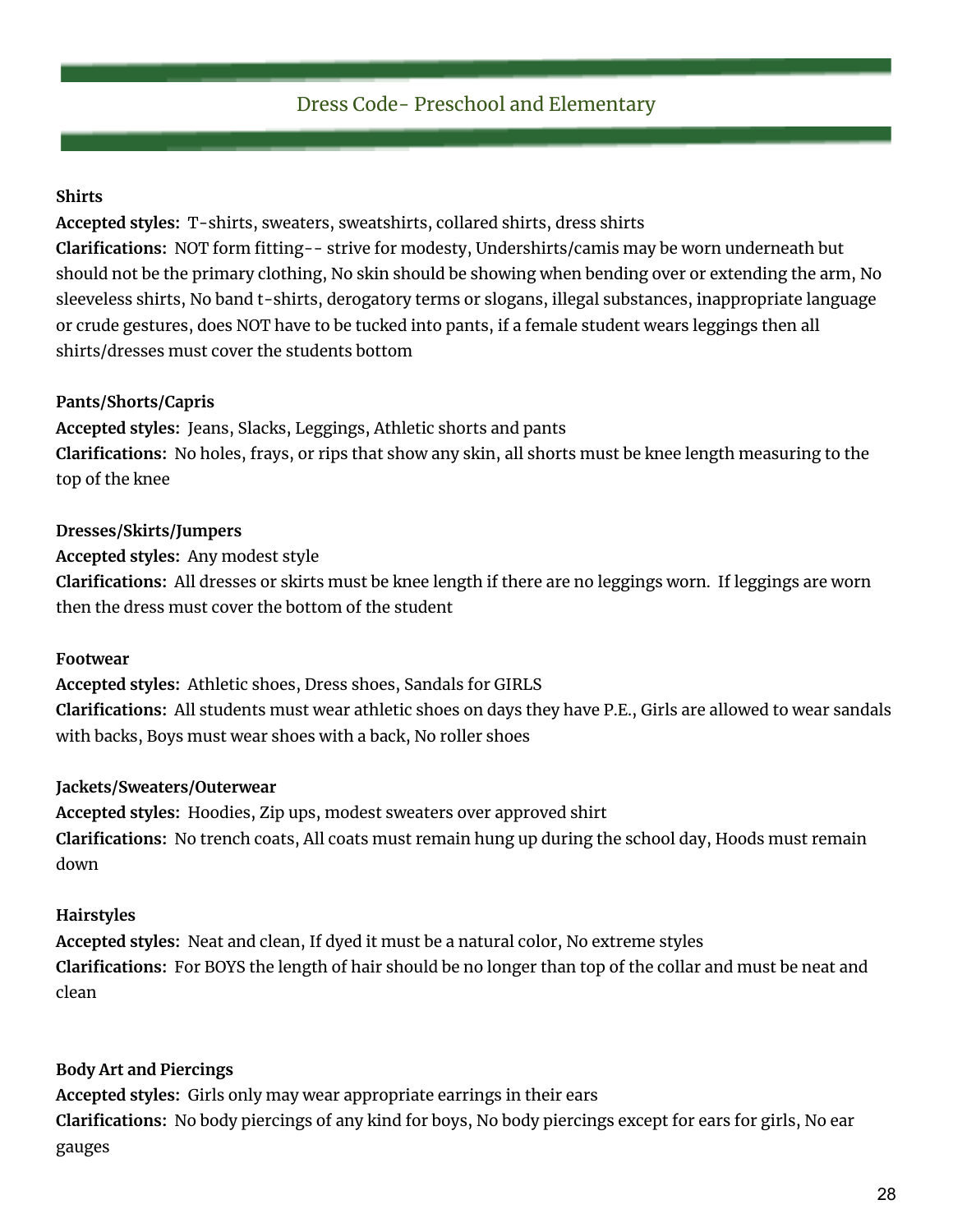## Dress Code- Preschool and Elementary

**Shirts**
**Accepted styles:** T-shirts, sweaters, sweatshirts, collared shirts, dress shirts
**Clarifications:** NOT form fitting-- strive for modesty, Undershirts/camis may be worn underneath but should not be the primary clothing, No skin should be showing when bending over or extending the arm, No sleeveless shirts, No band t-shirts, derogatory terms or slogans, illegal substances, inappropriate language or crude gestures, does NOT have to be tucked into pants, if a female student wears leggings then all shirts/dresses must cover the students bottom

**Pants/Shorts/Capris**
**Accepted styles:** Jeans, Slacks, Leggings, Athletic shorts and pants
**Clarifications:** No holes, frays, or rips that show any skin, all shorts must be knee length measuring to the top of the knee

**Dresses/Skirts/Jumpers**
**Accepted styles:** Any modest style
**Clarifications:** All dresses or skirts must be knee length if there are no leggings worn. If leggings are worn then the dress must cover the bottom of the student

**Footwear**
**Accepted styles:** Athletic shoes, Dress shoes, Sandals for GIRLS
**Clarifications:** All students must wear athletic shoes on days they have P.E., Girls are allowed to wear sandals with backs, Boys must wear shoes with a back, No roller shoes

**Jackets/Sweaters/Outerwear**
**Accepted styles:** Hoodies, Zip ups, modest sweaters over approved shirt
**Clarifications:** No trench coats, All coats must remain hung up during the school day, Hoods must remain down

**Hairstyles**
**Accepted styles:** Neat and clean, If dyed it must be a natural color, No extreme styles
**Clarifications:** For BOYS the length of hair should be no longer than top of the collar and must be neat and clean

**Body Art and Piercings**
**Accepted styles:** Girls only may wear appropriate earrings in their ears
**Clarifications:** No body piercings of any kind for boys, No body piercings except for ears for girls, No ear gauges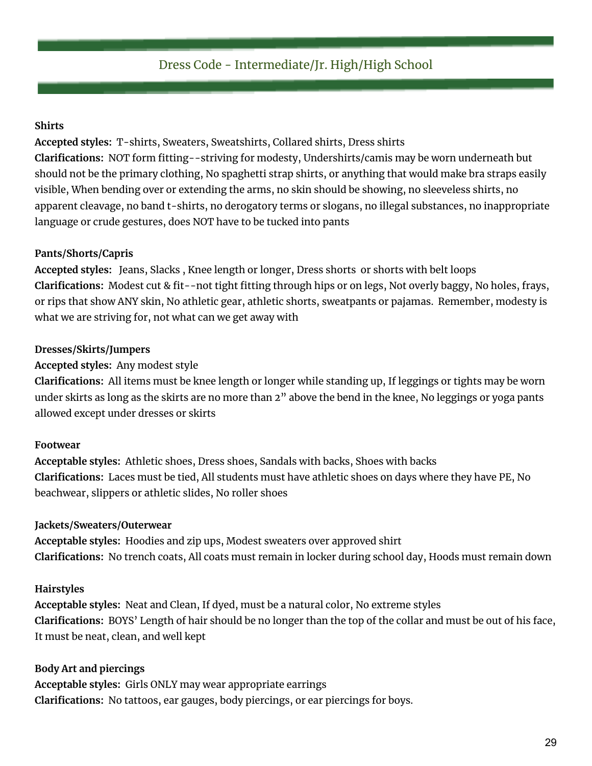## Dress Code - Intermediate/Jr. High/High School

**Shirts**

**Accepted styles:** T-shirts, Sweaters, Sweatshirts, Collared shirts, Dress shirts

**Clarifications:** NOT form fitting--striving for modesty, Undershirts/camis may be worn underneath but should not be the primary clothing, No spaghetti strap shirts, or anything that would make bra straps easily visible, When bending over or extending the arms, no skin should be showing, no sleeveless shirts, no apparent cleavage, no band t-shirts, no derogatory terms or slogans, no illegal substances, no inappropriate language or crude gestures, does NOT have to be tucked into pants

**Pants/Shorts/Capris**

**Accepted styles:** Jeans, Slacks , Knee length or longer, Dress shorts or shorts with belt loops

**Clarifications:** Modest cut & fit--not tight fitting through hips or on legs, Not overly baggy, No holes, frays, or rips that show ANY skin, No athletic gear, athletic shorts, sweatpants or pajamas. Remember, modesty is what we are striving for, not what can we get away with

**Dresses/Skirts/Jumpers**

**Accepted styles:** Any modest style

**Clarifications:** All items must be knee length or longer while standing up, If leggings or tights may be worn under skirts as long as the skirts are no more than 2" above the bend in the knee, No leggings or yoga pants allowed except under dresses or skirts

**Footwear**

**Acceptable styles:** Athletic shoes, Dress shoes, Sandals with backs, Shoes with backs

**Clarifications:** Laces must be tied, All students must have athletic shoes on days where they have PE, No beachwear, slippers or athletic slides, No roller shoes

**Jackets/Sweaters/Outerwear**

**Acceptable styles:** Hoodies and zip ups, Modest sweaters over approved shirt

**Clarifications:** No trench coats, All coats must remain in locker during school day, Hoods must remain down

**Hairstyles**

**Acceptable styles:** Neat and Clean, If dyed, must be a natural color, No extreme styles

**Clarifications:** BOYS' Length of hair should be no longer than the top of the collar and must be out of his face, It must be neat, clean, and well kept

**Body Art and piercings**

**Acceptable styles:** Girls ONLY may wear appropriate earrings

**Clarifications:** No tattoos, ear gauges, body piercings, or ear piercings for boys.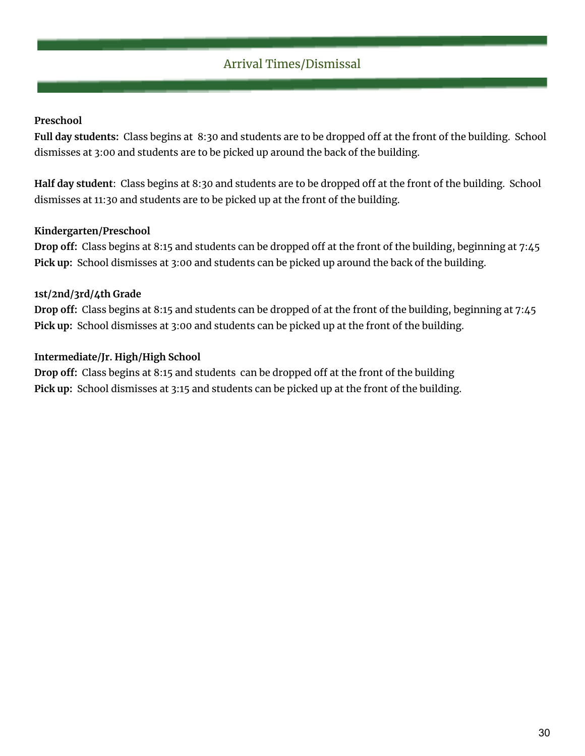## Arrival Times/Dismissal

**Preschool**

**Full day students:** Class begins at 8:30 and students are to be dropped off at the front of the building. School dismisses at 3:00 and students are to be picked up around the back of the building.

**Half day student**: Class begins at 8:30 and students are to be dropped off at the front of the building. School dismisses at 11:30 and students are to be picked up at the front of the building.

**Kindergarten/Preschool**

**Drop off:** Class begins at 8:15 and students can be dropped off at the front of the building, beginning at 7:45

**Pick up:** School dismisses at 3:00 and students can be picked up around the back of the building.

**1st/2nd/3rd/4th Grade**

**Drop off:** Class begins at 8:15 and students can be dropped of at the front of the building, beginning at 7:45

**Pick up:** School dismisses at 3:00 and students can be picked up at the front of the building.

**Intermediate/Jr. High/High School**

**Drop off:** Class begins at 8:15 and students can be dropped off at the front of the building

**Pick up:** School dismisses at 3:15 and students can be picked up at the front of the building.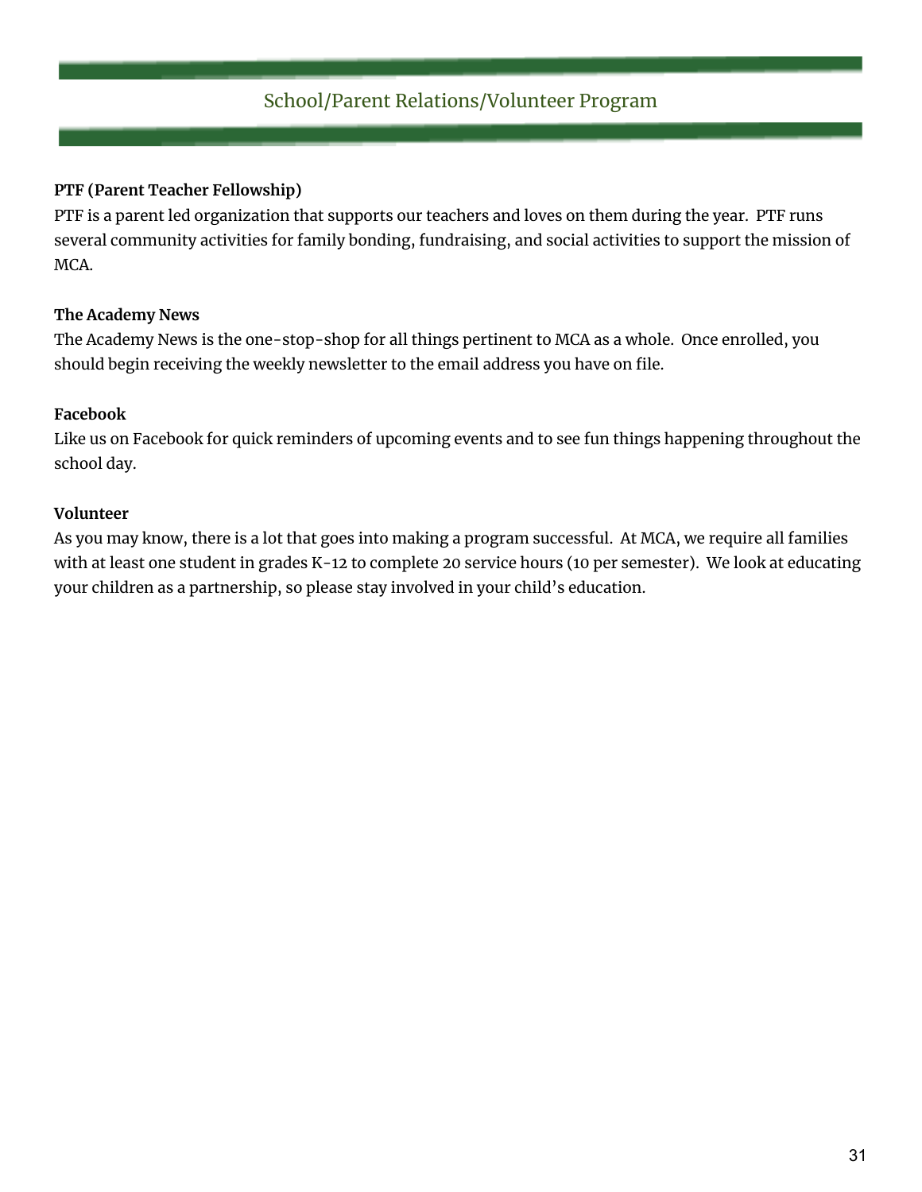## School/Parent Relations/Volunteer Program

**PTF (Parent Teacher Fellowship)**

PTF is a parent led organization that supports our teachers and loves on them during the year. PTF runs several community activities for family bonding, fundraising, and social activities to support the mission of MCA.

**The Academy News**

The Academy News is the one-stop-shop for all things pertinent to MCA as a whole. Once enrolled, you should begin receiving the weekly newsletter to the email address you have on file.

**Facebook**

Like us on Facebook for quick reminders of upcoming events and to see fun things happening throughout the school day.

**Volunteer**

As you may know, there is a lot that goes into making a program successful. At MCA, we require all families with at least one student in grades K-12 to complete 20 service hours (10 per semester). We look at educating your children as a partnership, so please stay involved in your child's education.